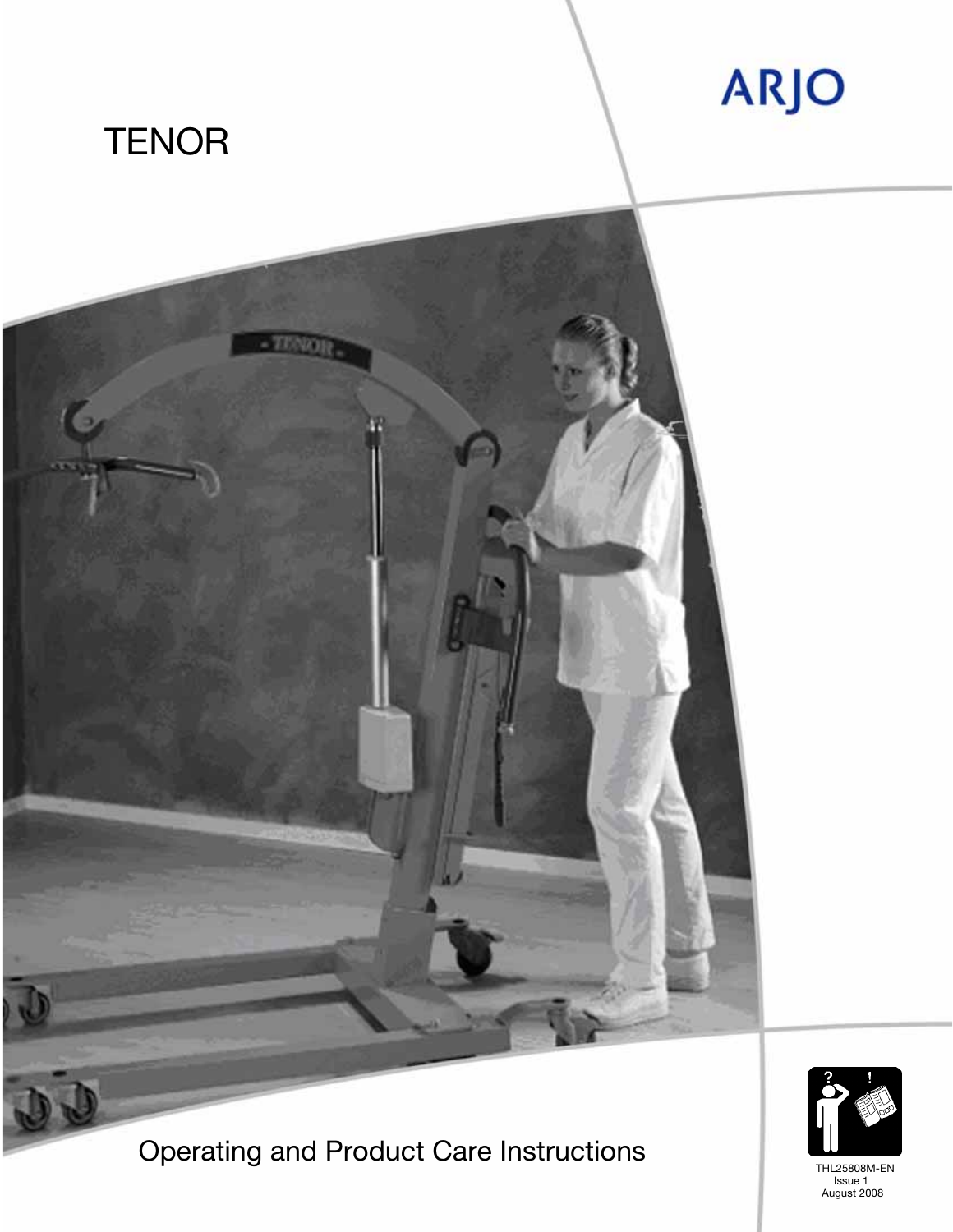ARJO

# TENOR

Operating and Product Care Instructions

THL25808M-EN
Issue 1
August 2008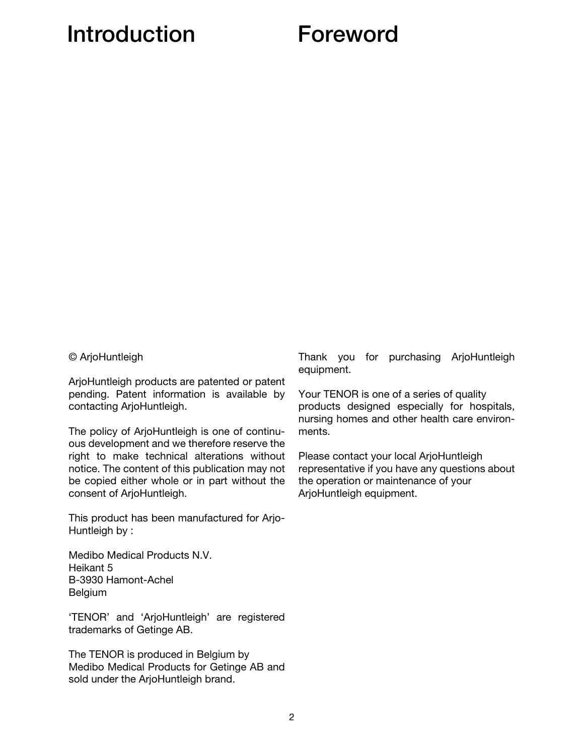# Introduction

© ArjoHuntleigh

ArjoHuntleigh products are patented or patent pending. Patent information is available by contacting ArjoHuntleigh.

The policy of ArjoHuntleigh is one of continuous development and we therefore reserve the right to make technical alterations without notice. The content of this publication may not be copied either whole or in part without the consent of ArjoHuntleigh.

This product has been manufactured for ArjoHuntleigh by :

Medibo Medical Products N.V.
Heikant 5
B-3930 Hamont-Achel
Belgium

'TENOR' and 'ArjoHuntleigh' are registered trademarks of Getinge AB.

The TENOR is produced in Belgium by Medibo Medical Products for Getinge AB and sold under the ArjoHuntleigh brand.

# Foreword

Thank you for purchasing ArjoHuntleigh equipment.

Your TENOR is one of a series of quality products designed especially for hospitals, nursing homes and other health care environments.

Please contact your local ArjoHuntleigh representative if you have any questions about the operation or maintenance of your ArjoHuntleigh equipment.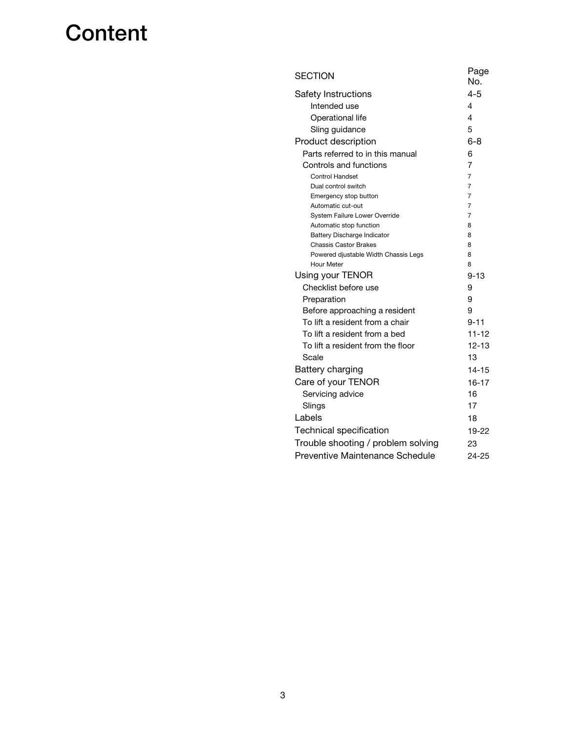# Content

| SECTION | Page No. |
|---|---|
| Safety Instructions | 4-5 |
| Intended use | 4 |
| Operational life | 4 |
| Sling guidance | 5 |
| Product description | 6-8 |
| Parts referred to in this manual | 6 |
| Controls and functions | 7 |
| Control Handset | 7 |
| Dual control switch | 7 |
| Emergency stop button | 7 |
| Automatic cut-out | 7 |
| System Failure Lower Override | 7 |
| Automatic stop function | 8 |
| Battery Discharge Indicator | 8 |
| Chassis Castor Brakes | 8 |
| Powered djustable Width Chassis Legs | 8 |
| Hour Meter | 8 |
| Using your TENOR | 9-13 |
| Checklist before use | 9 |
| Preparation | 9 |
| Before approaching a resident | 9 |
| To lift a resident from a chair | 9-11 |
| To lift a resident from a bed | 11-12 |
| To lift a resident from the floor | 12-13 |
| Scale | 13 |
| Battery charging | 14-15 |
| Care of your TENOR | 16-17 |
| Servicing advice | 16 |
| Slings | 17 |
| Labels | 18 |
| Technical specification | 19-22 |
| Trouble shooting / problem solving | 23 |
| Preventive Maintenance Schedule | 24-25 |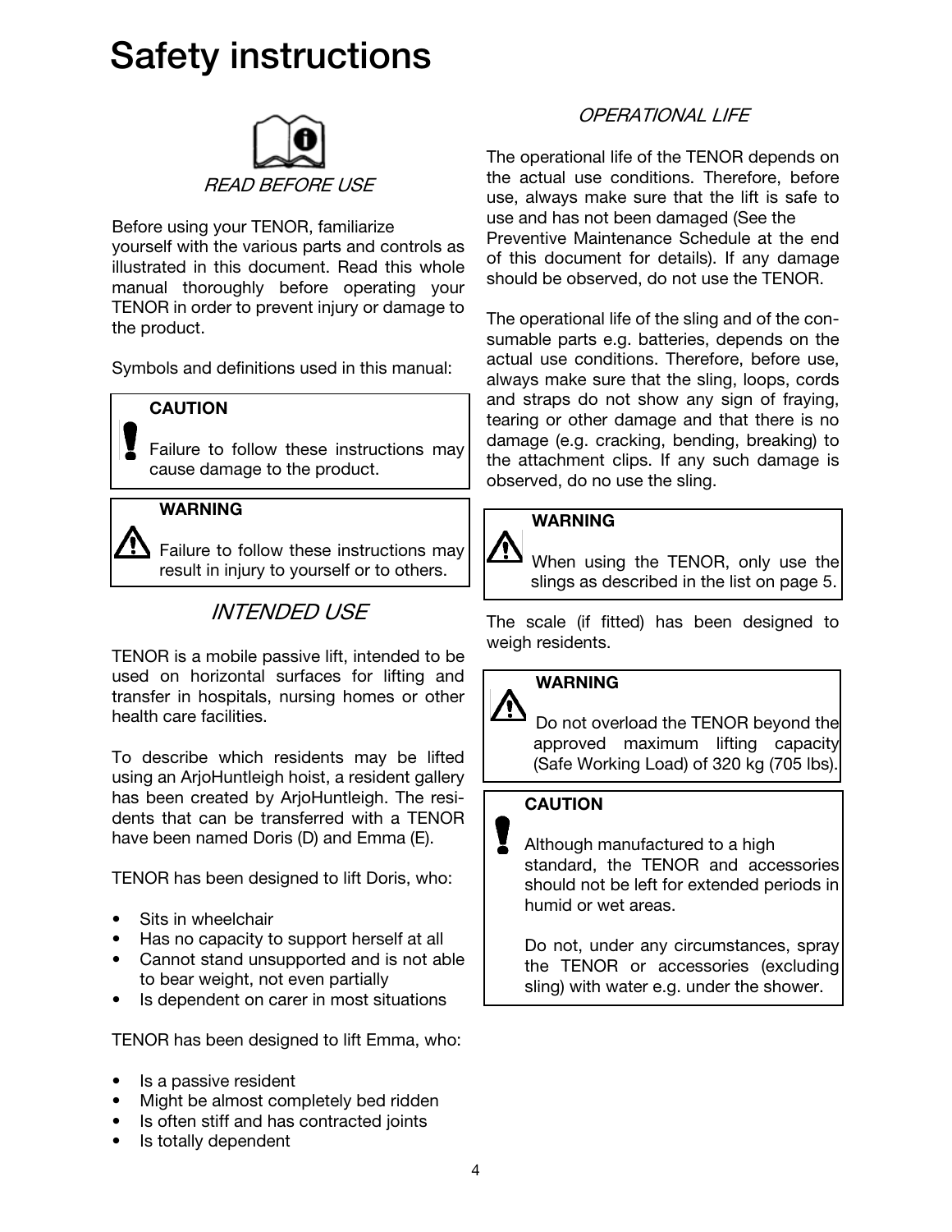# Safety instructions

*READ BEFORE USE*

Before using your TENOR, familiarize yourself with the various parts and controls as illustrated in this document. Read this whole manual thoroughly before operating your TENOR in order to prevent injury or damage to the product.

Symbols and definitions used in this manual:

> **CAUTION**
>
> Failure to follow these instructions may cause damage to the product.

> **WARNING**
>
> Failure to follow these instructions may result in injury to yourself or to others.

## *INTENDED USE*

TENOR is a mobile passive lift, intended to be used on horizontal surfaces for lifting and transfer in hospitals, nursing homes or other health care facilities.

To describe which residents may be lifted using an ArjoHuntleigh hoist, a resident gallery has been created by ArjoHuntleigh. The residents that can be transferred with a TENOR have been named Doris (D) and Emma (E).

TENOR has been designed to lift Doris, who:

- Sits in wheelchair
- Has no capacity to support herself at all
- Cannot stand unsupported and is not able to bear weight, not even partially
- Is dependent on carer in most situations

TENOR has been designed to lift Emma, who:

- Is a passive resident
- Might be almost completely bed ridden
- Is often stiff and has contracted joints
- Is totally dependent

## *OPERATIONAL LIFE*

The operational life of the TENOR depends on the actual use conditions. Therefore, before use, always make sure that the lift is safe to use and has not been damaged (See the Preventive Maintenance Schedule at the end of this document for details). If any damage should be observed, do not use the TENOR.

The operational life of the sling and of the consumable parts e.g. batteries, depends on the actual use conditions. Therefore, before use, always make sure that the sling, loops, cords and straps do not show any sign of fraying, tearing or other damage and that there is no damage (e.g. cracking, bending, breaking) to the attachment clips. If any such damage is observed, do no use the sling.

> **WARNING**
>
> When using the TENOR, only use the slings as described in the list on page 5.

The scale (if fitted) has been designed to weigh residents.

> **WARNING**
>
> Do not overload the TENOR beyond the approved maximum lifting capacity (Safe Working Load) of 320 kg (705 lbs).

> **CAUTION**
>
> Although manufactured to a high standard, the TENOR and accessories should not be left for extended periods in humid or wet areas.
>
> Do not, under any circumstances, spray the TENOR or accessories (excluding sling) with water e.g. under the shower.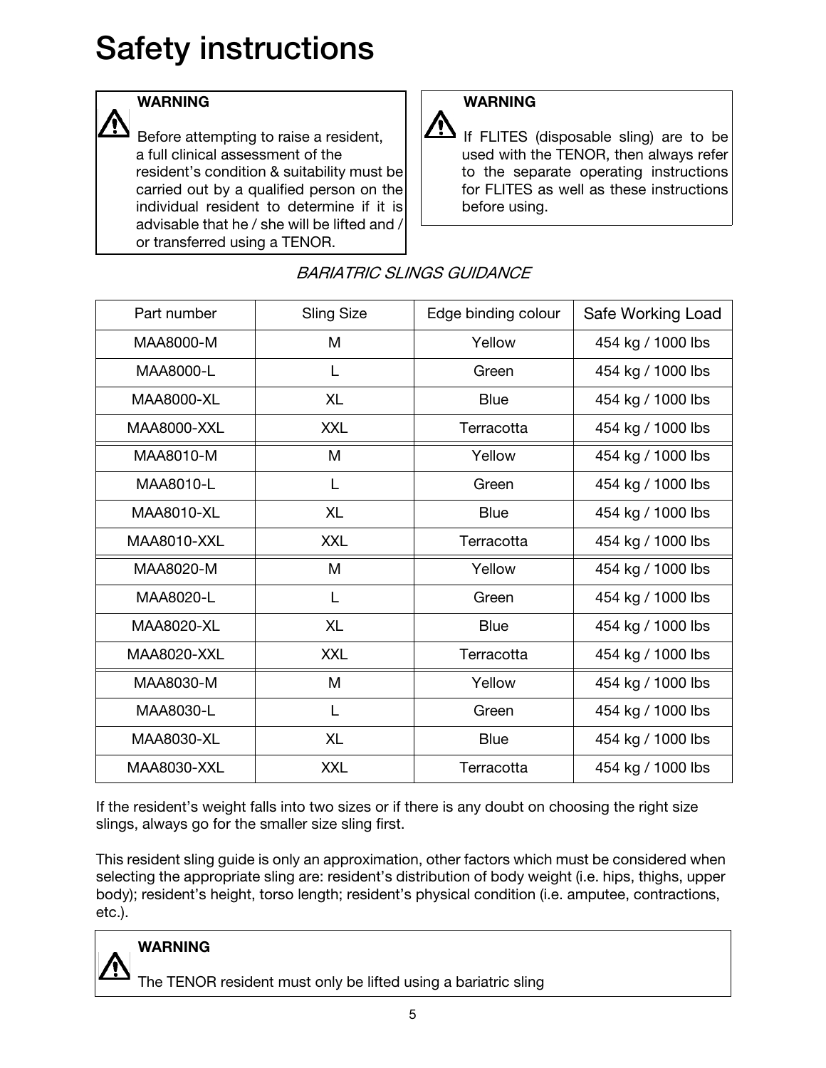# Safety instructions

> **WARNING**
>
> Before attempting to raise a resident, a full clinical assessment of the resident's condition & suitability must be carried out by a qualified person on the individual resident to determine if it is advisable that he / she will be lifted and / or transferred using a TENOR.

> **WARNING**
>
> If FLITES (disposable sling) are to be used with the TENOR, then always refer to the separate operating instructions for FLITES as well as these instructions before using.

*BARIATRIC SLINGS GUIDANCE*

| Part number | Sling Size | Edge binding colour | Safe Working Load |
|---|---|---|---|
| MAA8000-M | M | Yellow | 454 kg / 1000 lbs |
| MAA8000-L | L | Green | 454 kg / 1000 lbs |
| MAA8000-XL | XL | Blue | 454 kg / 1000 lbs |
| MAA8000-XXL | XXL | Terracotta | 454 kg / 1000 lbs |
| MAA8010-M | M | Yellow | 454 kg / 1000 lbs |
| MAA8010-L | L | Green | 454 kg / 1000 lbs |
| MAA8010-XL | XL | Blue | 454 kg / 1000 lbs |
| MAA8010-XXL | XXL | Terracotta | 454 kg / 1000 lbs |
| MAA8020-M | M | Yellow | 454 kg / 1000 lbs |
| MAA8020-L | L | Green | 454 kg / 1000 lbs |
| MAA8020-XL | XL | Blue | 454 kg / 1000 lbs |
| MAA8020-XXL | XXL | Terracotta | 454 kg / 1000 lbs |
| MAA8030-M | M | Yellow | 454 kg / 1000 lbs |
| MAA8030-L | L | Green | 454 kg / 1000 lbs |
| MAA8030-XL | XL | Blue | 454 kg / 1000 lbs |
| MAA8030-XXL | XXL | Terracotta | 454 kg / 1000 lbs |

If the resident's weight falls into two sizes or if there is any doubt on choosing the right size slings, always go for the smaller size sling first.

This resident sling guide is only an approximation, other factors which must be considered when selecting the appropriate sling are: resident's distribution of body weight (i.e. hips, thighs, upper body); resident's height, torso length; resident's physical condition (i.e. amputee, contractions, etc.).

> **WARNING**
>
> The TENOR resident must only be lifted using a bariatric sling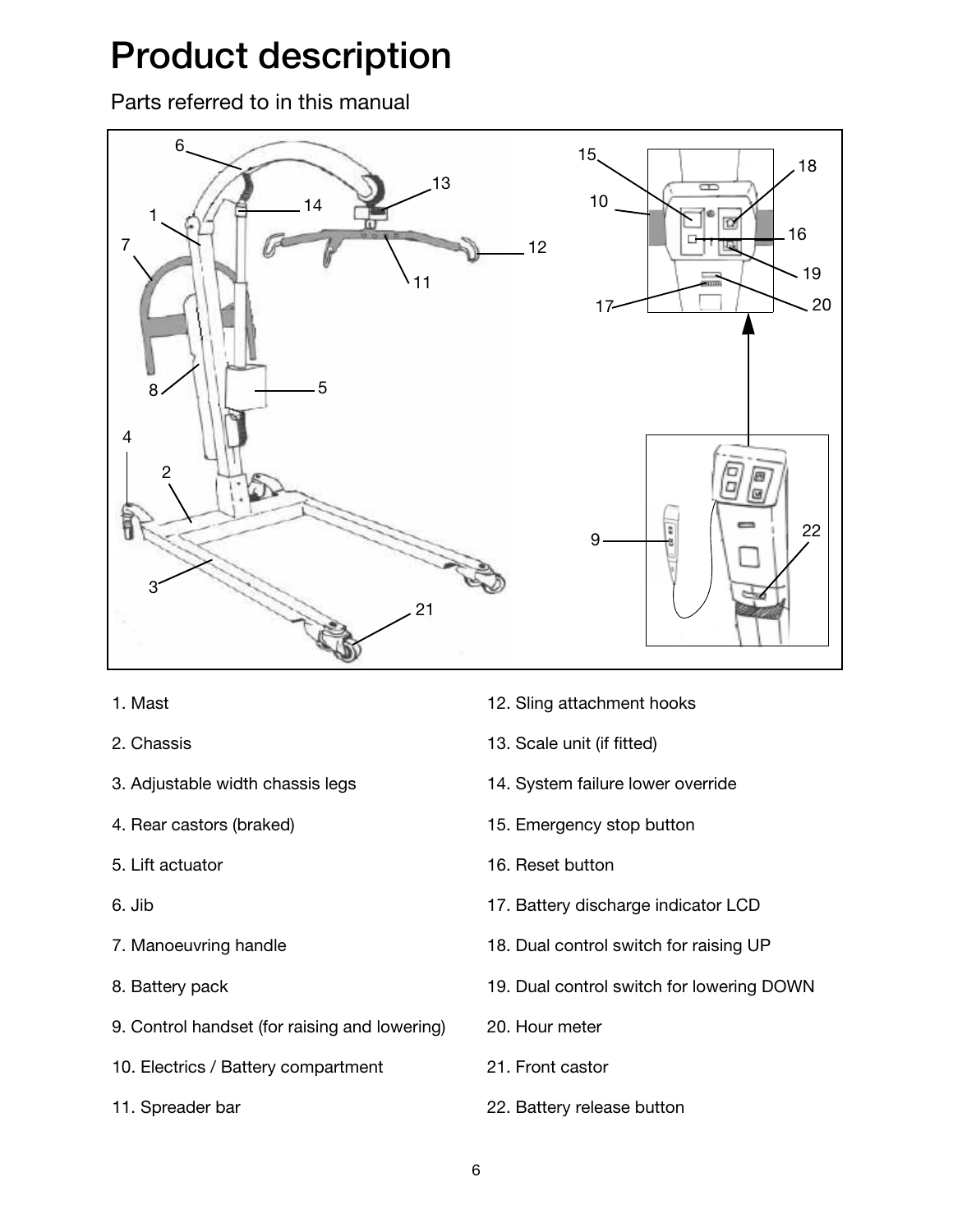# Product description

Parts referred to in this manual

1. Mast
2. Chassis
3. Adjustable width chassis legs
4. Rear castors (braked)
5. Lift actuator
6. Jib
7. Manoeuvring handle
8. Battery pack
9. Control handset (for raising and lowering)
10. Electrics / Battery compartment
11. Spreader bar
12. Sling attachment hooks
13. Scale unit (if fitted)
14. System failure lower override
15. Emergency stop button
16. Reset button
17. Battery discharge indicator LCD
18. Dual control switch for raising UP
19. Dual control switch for lowering DOWN
20. Hour meter
21. Front castor
22. Battery release button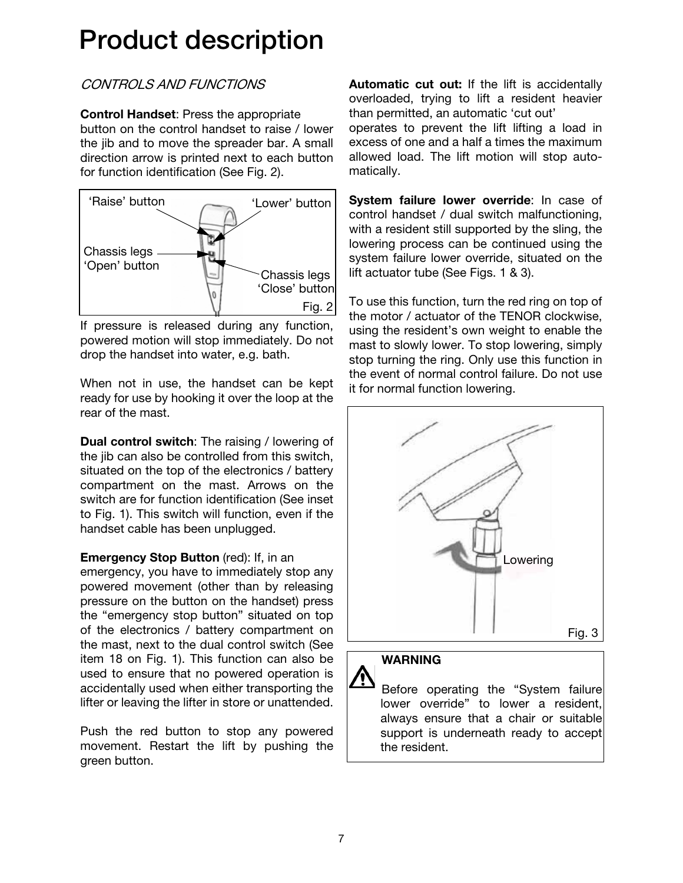# Product description

*CONTROLS AND FUNCTIONS*

**Control Handset**: Press the appropriate button on the control handset to raise / lower the jib and to move the spreader bar. A small direction arrow is printed next to each button for function identification (See Fig. 2).

'Raise' button

'Lower' button

Chassis legs 'Open' button

Chassis legs 'Close' button

Fig. 2

If pressure is released during any function, powered motion will stop immediately. Do not drop the handset into water, e.g. bath.

When not in use, the handset can be kept ready for use by hooking it over the loop at the rear of the mast.

**Dual control switch**: The raising / lowering of the jib can also be controlled from this switch, situated on the top of the electronics / battery compartment on the mast. Arrows on the switch are for function identification (See inset to Fig. 1). This switch will function, even if the handset cable has been unplugged.

**Emergency Stop Button** (red): If, in an emergency, you have to immediately stop any powered movement (other than by releasing pressure on the button on the handset) press the "emergency stop button" situated on top of the electronics / battery compartment on the mast, next to the dual control switch (See item 18 on Fig. 1). This function can also be used to ensure that no powered operation is accidentally used when either transporting the lifter or leaving the lifter in store or unattended.

Push the red button to stop any powered movement. Restart the lift by pushing the green button.

**Automatic cut out:** If the lift is accidentally overloaded, trying to lift a resident heavier than permitted, an automatic 'cut out' operates to prevent the lift lifting a load in excess of one and a half a times the maximum allowed load. The lift motion will stop automatically.

**System failure lower override**: In case of control handset / dual switch malfunctioning, with a resident still supported by the sling, the lowering process can be continued using the system failure lower override, situated on the lift actuator tube (See Figs. 1 & 3).

To use this function, turn the red ring on top of the motor / actuator of the TENOR clockwise, using the resident's own weight to enable the mast to slowly lower. To stop lowering, simply stop turning the ring. Only use this function in the event of normal control failure. Do not use it for normal function lowering.

Lowering

Fig. 3

**WARNING**

Before operating the "System failure lower override" to lower a resident, always ensure that a chair or suitable support is underneath ready to accept the resident.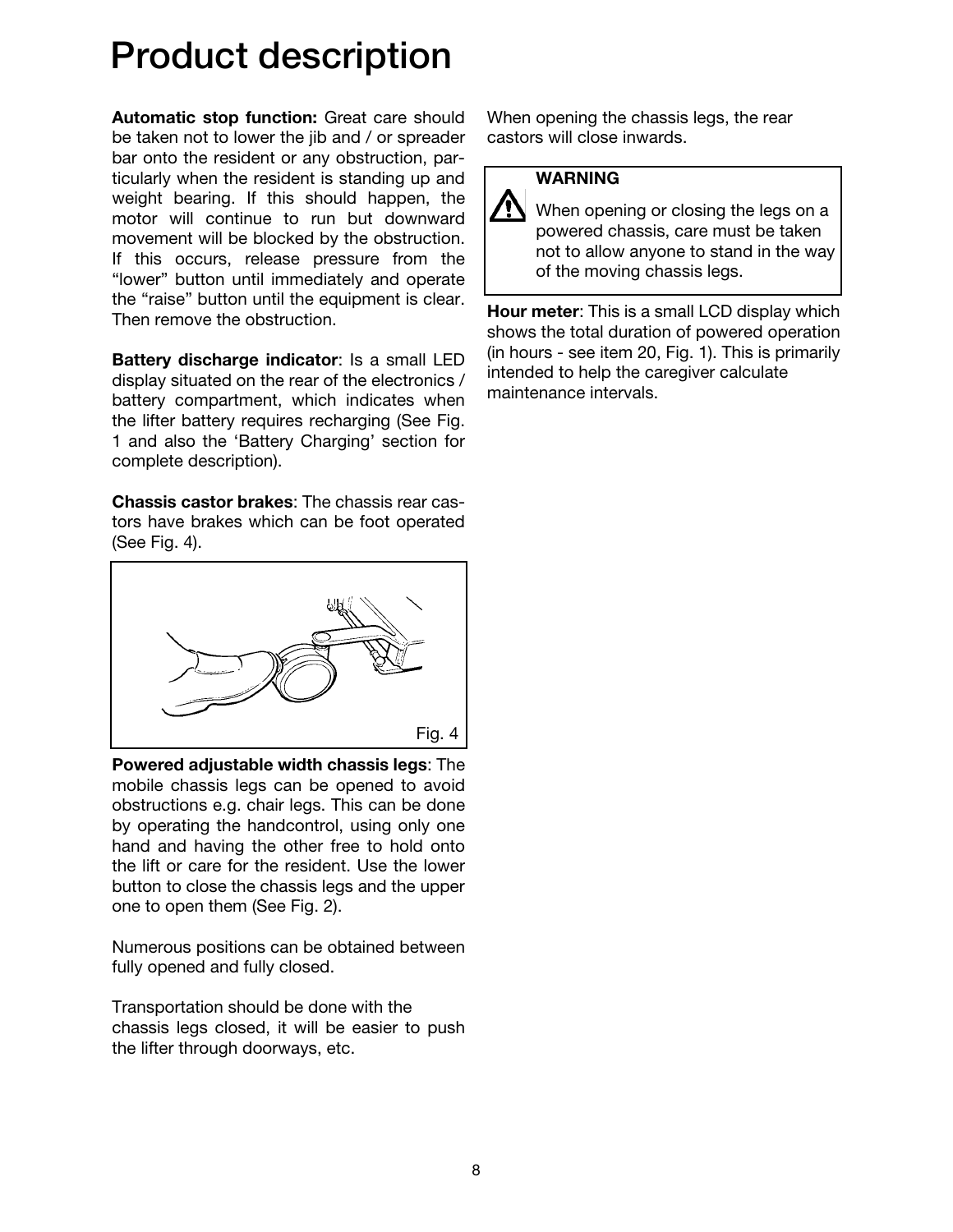# Product description

**Automatic stop function:** Great care should be taken not to lower the jib and / or spreader bar onto the resident or any obstruction, particularly when the resident is standing up and weight bearing. If this should happen, the motor will continue to run but downward movement will be blocked by the obstruction. If this occurs, release pressure from the "lower" button until immediately and operate the "raise" button until the equipment is clear. Then remove the obstruction.

**Battery discharge indicator**: Is a small LED display situated on the rear of the electronics / battery compartment, which indicates when the lifter battery requires recharging (See Fig. 1 and also the 'Battery Charging' section for complete description).

**Chassis castor brakes**: The chassis rear castors have brakes which can be foot operated (See Fig. 4).

Fig. 4

**Powered adjustable width chassis legs**: The mobile chassis legs can be opened to avoid obstructions e.g. chair legs. This can be done by operating the handcontrol, using only one hand and having the other free to hold onto the lift or care for the resident. Use the lower button to close the chassis legs and the upper one to open them (See Fig. 2).

Numerous positions can be obtained between fully opened and fully closed.

Transportation should be done with the chassis legs closed, it will be easier to push the lifter through doorways, etc.

When opening the chassis legs, the rear castors will close inwards.

> **WARNING**
>
> When opening or closing the legs on a powered chassis, care must be taken not to allow anyone to stand in the way of the moving chassis legs.

**Hour meter**: This is a small LCD display which shows the total duration of powered operation (in hours - see item 20, Fig. 1). This is primarily intended to help the caregiver calculate maintenance intervals.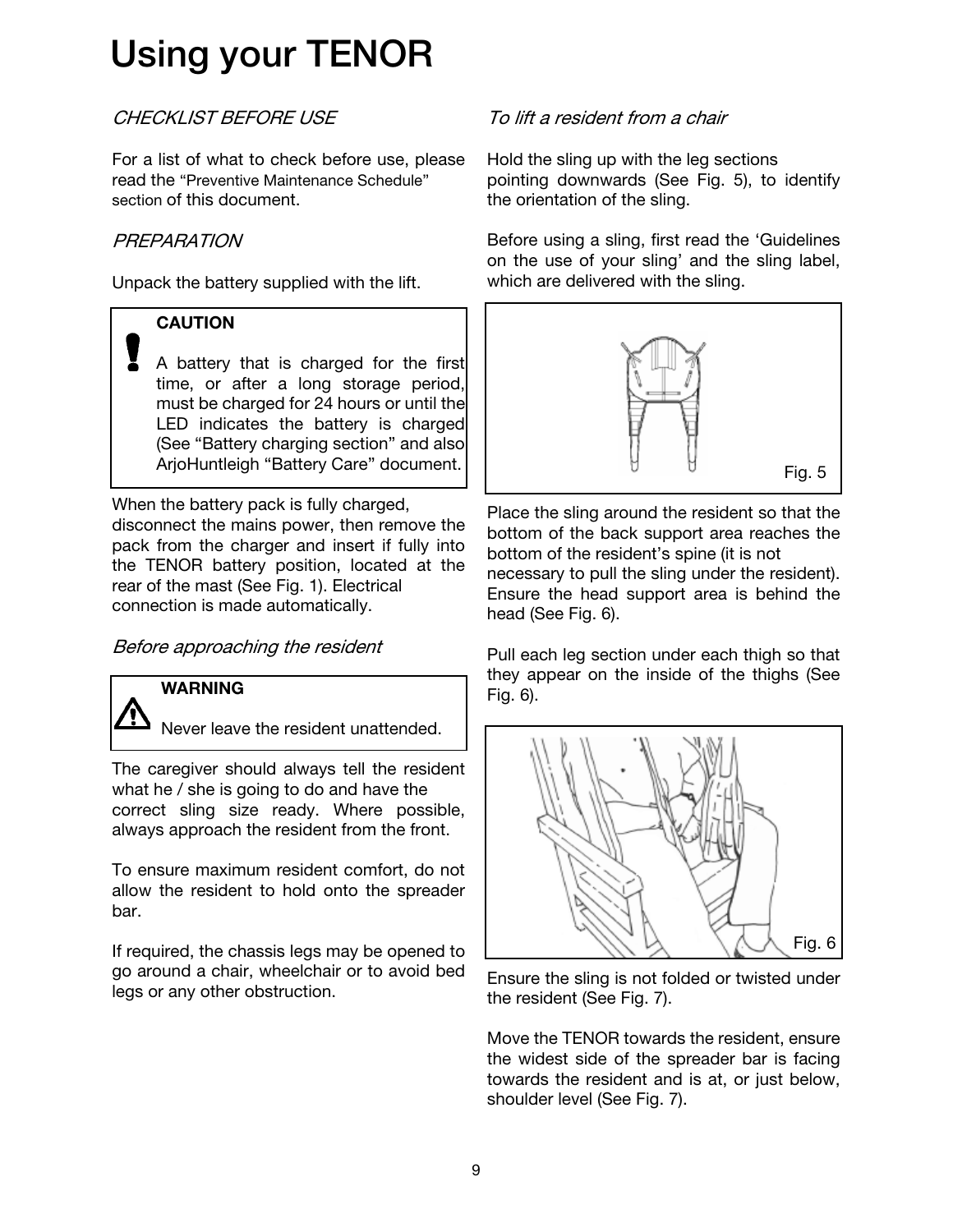# Using your TENOR

*CHECKLIST BEFORE USE*

For a list of what to check before use, please read the "Preventive Maintenance Schedule" section of this document.

*PREPARATION*

Unpack the battery supplied with the lift.

> **CAUTION**
>
> A battery that is charged for the first time, or after a long storage period, must be charged for 24 hours or until the LED indicates the battery is charged (See "Battery charging section" and also ArjoHuntleigh "Battery Care" document.

When the battery pack is fully charged, disconnect the mains power, then remove the pack from the charger and insert if fully into the TENOR battery position, located at the rear of the mast (See Fig. 1). Electrical connection is made automatically.

*Before approaching the resident*

> **WARNING**
>
> Never leave the resident unattended.

The caregiver should always tell the resident what he / she is going to do and have the correct sling size ready. Where possible, always approach the resident from the front.

To ensure maximum resident comfort, do not allow the resident to hold onto the spreader bar.

If required, the chassis legs may be opened to go around a chair, wheelchair or to avoid bed legs or any other obstruction.

*To lift a resident from a chair*

Hold the sling up with the leg sections pointing downwards (See Fig. 5), to identify the orientation of the sling.

Before using a sling, first read the 'Guidelines on the use of your sling' and the sling label, which are delivered with the sling.

Fig. 5

Place the sling around the resident so that the bottom of the back support area reaches the bottom of the resident's spine (it is not necessary to pull the sling under the resident). Ensure the head support area is behind the head (See Fig. 6).

Pull each leg section under each thigh so that they appear on the inside of the thighs (See Fig. 6).

Fig. 6

Ensure the sling is not folded or twisted under the resident (See Fig. 7).

Move the TENOR towards the resident, ensure the widest side of the spreader bar is facing towards the resident and is at, or just below, shoulder level (See Fig. 7).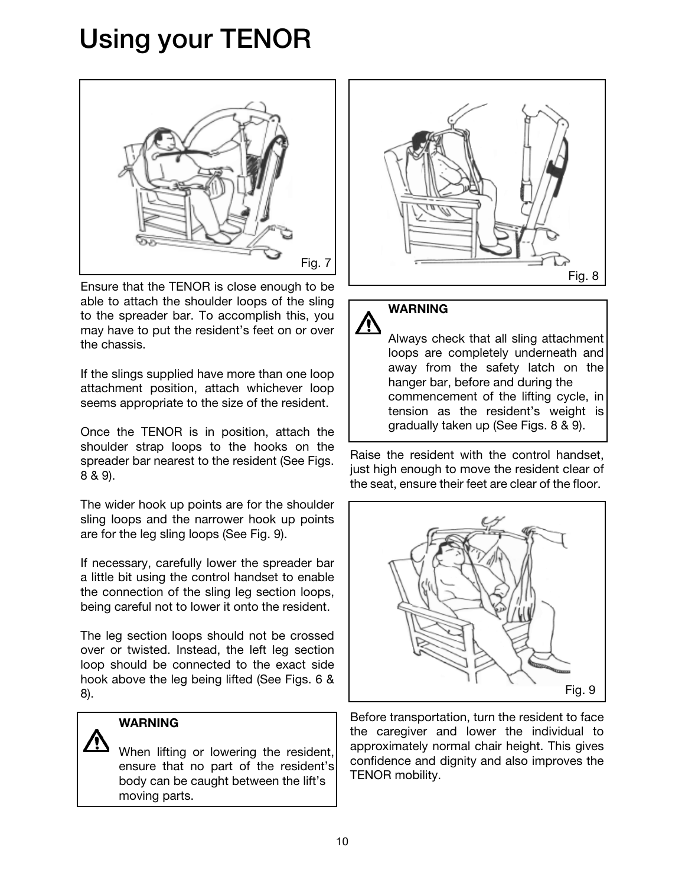# Using your TENOR

Fig. 7

Ensure that the TENOR is close enough to be able to attach the shoulder loops of the sling to the spreader bar. To accomplish this, you may have to put the resident's feet on or over the chassis.

If the slings supplied have more than one loop attachment position, attach whichever loop seems appropriate to the size of the resident.

Once the TENOR is in position, attach the shoulder strap loops to the hooks on the spreader bar nearest to the resident (See Figs. 8 & 9).

The wider hook up points are for the shoulder sling loops and the narrower hook up points are for the leg sling loops (See Fig. 9).

If necessary, carefully lower the spreader bar a little bit using the control handset to enable the connection of the sling leg section loops, being careful not to lower it onto the resident.

The leg section loops should not be crossed over or twisted. Instead, the left leg section loop should be connected to the exact side hook above the leg being lifted (See Figs. 6 & 8).

> **WARNING**
>
> When lifting or lowering the resident, ensure that no part of the resident's body can be caught between the lift's moving parts.

Fig. 8

> **WARNING**
>
> Always check that all sling attachment loops are completely underneath and away from the safety latch on the hanger bar, before and during the commencement of the lifting cycle, in tension as the resident's weight is gradually taken up (See Figs. 8 & 9).

Raise the resident with the control handset, just high enough to move the resident clear of the seat, ensure their feet are clear of the floor.

Fig. 9

Before transportation, turn the resident to face the caregiver and lower the individual to approximately normal chair height. This gives confidence and dignity and also improves the TENOR mobility.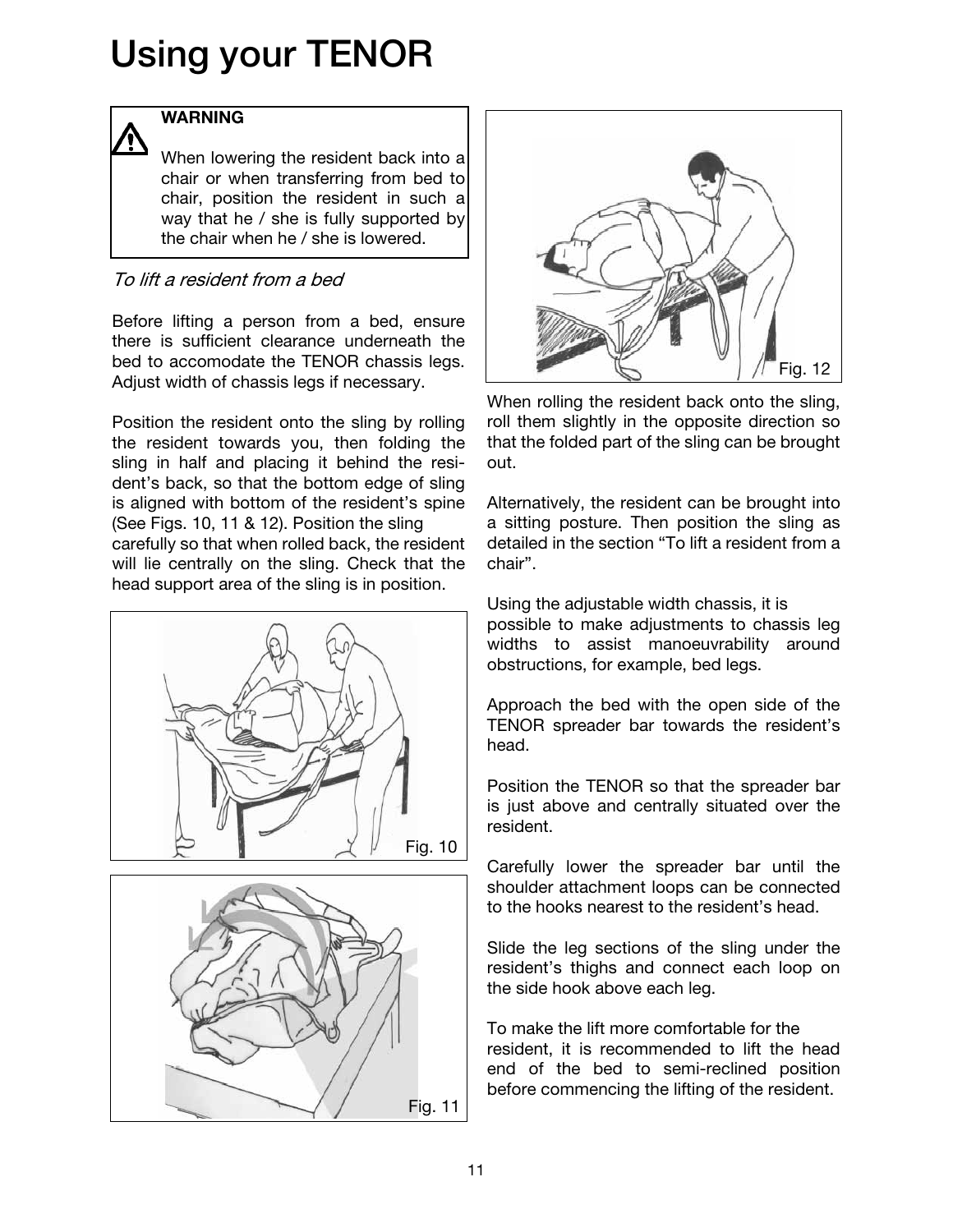# Using your TENOR

> **WARNING**
>
> When lowering the resident back into a chair or when transferring from bed to chair, position the resident in such a way that he / she is fully supported by the chair when he / she is lowered.

*To lift a resident from a bed*

Before lifting a person from a bed, ensure there is sufficient clearance underneath the bed to accomodate the TENOR chassis legs. Adjust width of chassis legs if necessary.

Position the resident onto the sling by rolling the resident towards you, then folding the sling in half and placing it behind the resident's back, so that the bottom edge of sling is aligned with bottom of the resident's spine (See Figs. 10, 11 & 12). Position the sling carefully so that when rolled back, the resident will lie centrally on the sling. Check that the head support area of the sling is in position.

Fig. 10

Fig. 11

Fig. 12

When rolling the resident back onto the sling, roll them slightly in the opposite direction so that the folded part of the sling can be brought out.

Alternatively, the resident can be brought into a sitting posture. Then position the sling as detailed in the section "To lift a resident from a chair".

Using the adjustable width chassis, it is possible to make adjustments to chassis leg widths to assist manoeuvrability around obstructions, for example, bed legs.

Approach the bed with the open side of the TENOR spreader bar towards the resident's head.

Position the TENOR so that the spreader bar is just above and centrally situated over the resident.

Carefully lower the spreader bar until the shoulder attachment loops can be connected to the hooks nearest to the resident's head.

Slide the leg sections of the sling under the resident's thighs and connect each loop on the side hook above each leg.

To make the lift more comfortable for the resident, it is recommended to lift the head end of the bed to semi-reclined position before commencing the lifting of the resident.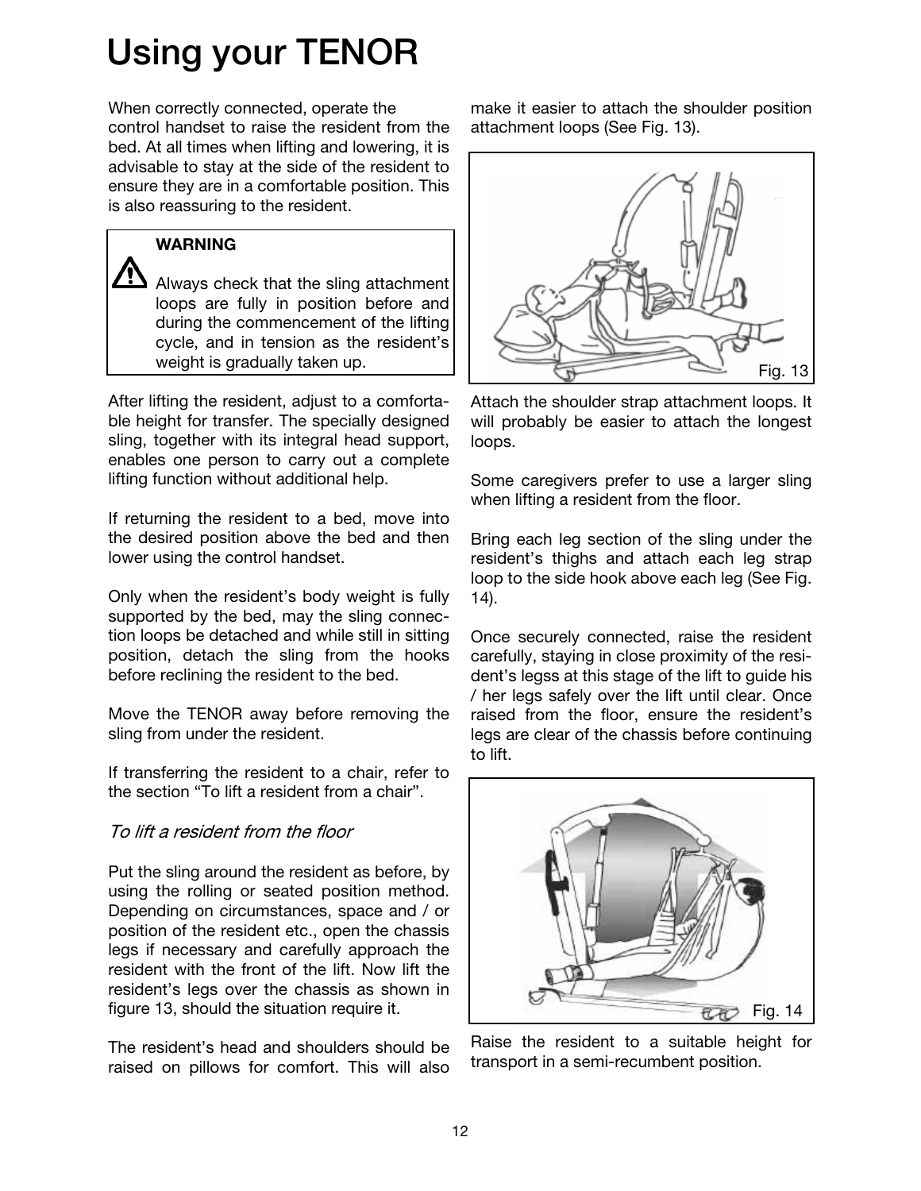# Using your TENOR

When correctly connected, operate the control handset to raise the resident from the bed. At all times when lifting and lowering, it is advisable to stay at the side of the resident to ensure they are in a comfortable position. This is also reassuring to the resident.

> **WARNING**
>
> Always check that the sling attachment loops are fully in position before and during the commencement of the lifting cycle, and in tension as the resident's weight is gradually taken up.

After lifting the resident, adjust to a comfortable height for transfer. The specially designed sling, together with its integral head support, enables one person to carry out a complete lifting function without additional help.

If returning the resident to a bed, move into the desired position above the bed and then lower using the control handset.

Only when the resident's body weight is fully supported by the bed, may the sling connection loops be detached and while still in sitting position, detach the sling from the hooks before reclining the resident to the bed.

Move the TENOR away before removing the sling from under the resident.

If transferring the resident to a chair, refer to the section "To lift a resident from a chair".

### *To lift a resident from the floor*

Put the sling around the resident as before, by using the rolling or seated position method. Depending on circumstances, space and / or position of the resident etc., open the chassis legs if necessary and carefully approach the resident with the front of the lift. Now lift the resident's legs over the chassis as shown in figure 13, should the situation require it.

The resident's head and shoulders should be raised on pillows for comfort. This will also make it easier to attach the shoulder position attachment loops (See Fig. 13).

Fig. 13

Attach the shoulder strap attachment loops. It will probably be easier to attach the longest loops.

Some caregivers prefer to use a larger sling when lifting a resident from the floor.

Bring each leg section of the sling under the resident's thighs and attach each leg strap loop to the side hook above each leg (See Fig. 14).

Once securely connected, raise the resident carefully, staying in close proximity of the resident's legss at this stage of the lift to guide his / her legs safely over the lift until clear. Once raised from the floor, ensure the resident's legs are clear of the chassis before continuing to lift.

Fig. 14

Raise the resident to a suitable height for transport in a semi-recumbent position.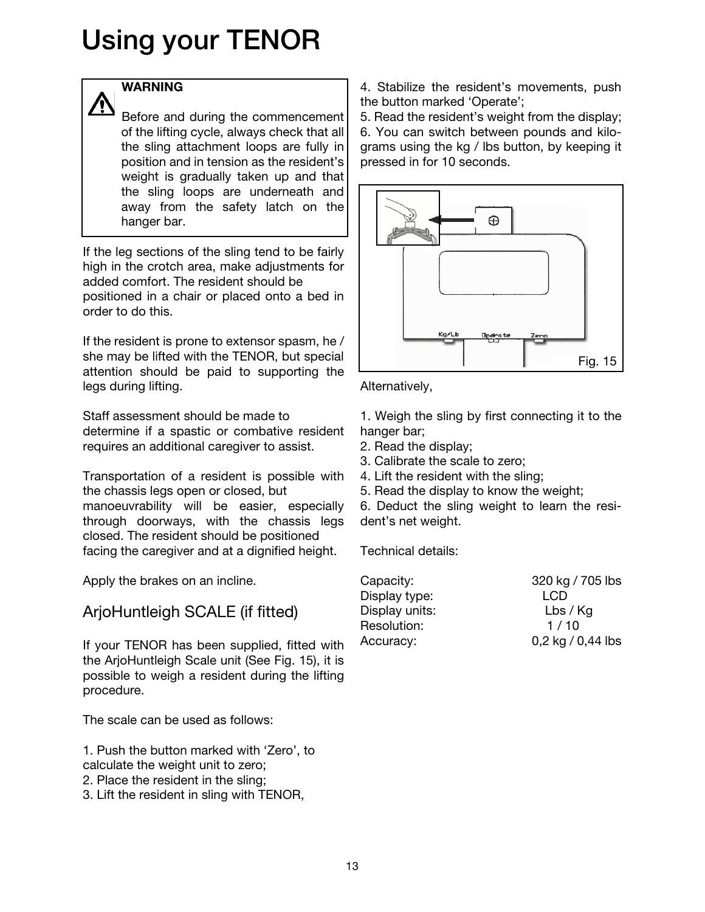# Using your TENOR

> **WARNING**
>
> Before and during the commencement of the lifting cycle, always check that all the sling attachment loops are fully in position and in tension as the resident's weight is gradually taken up and that the sling loops are underneath and away from the safety latch on the hanger bar.

If the leg sections of the sling tend to be fairly high in the crotch area, make adjustments for added comfort. The resident should be positioned in a chair or placed onto a bed in order to do this.

If the resident is prone to extensor spasm, he / she may be lifted with the TENOR, but special attention should be paid to supporting the legs during lifting.

Staff assessment should be made to determine if a spastic or combative resident requires an additional caregiver to assist.

Transportation of a resident is possible with the chassis legs open or closed, but manoeuvrability will be easier, especially through doorways, with the chassis legs closed. The resident should be positioned facing the caregiver and at a dignified height.

Apply the brakes on an incline.

## ArjoHuntleigh SCALE (if fitted)

If your TENOR has been supplied, fitted with the ArjoHuntleigh Scale unit (See Fig. 15), it is possible to weigh a resident during the lifting procedure.

The scale can be used as follows:

1. Push the button marked with 'Zero', to calculate the weight unit to zero;
2. Place the resident in the sling;
3. Lift the resident in sling with TENOR,
4. Stabilize the resident's movements, push the button marked 'Operate';
5. Read the resident's weight from the display;
6. You can switch between pounds and kilograms using the kg / lbs button, by keeping it pressed in for 10 seconds.

Fig. 15

Alternatively,

1. Weigh the sling by first connecting it to the hanger bar;
2. Read the display;
3. Calibrate the scale to zero;
4. Lift the resident with the sling;
5. Read the display to know the weight;
6. Deduct the sling weight to learn the resident's net weight.

Technical details:

| | |
|---|---|
| Capacity: | 320 kg / 705 lbs |
| Display type: | LCD |
| Display units: | Lbs / Kg |
| Resolution: | 1 / 10 |
| Accuracy: | 0,2 kg / 0,44 lbs |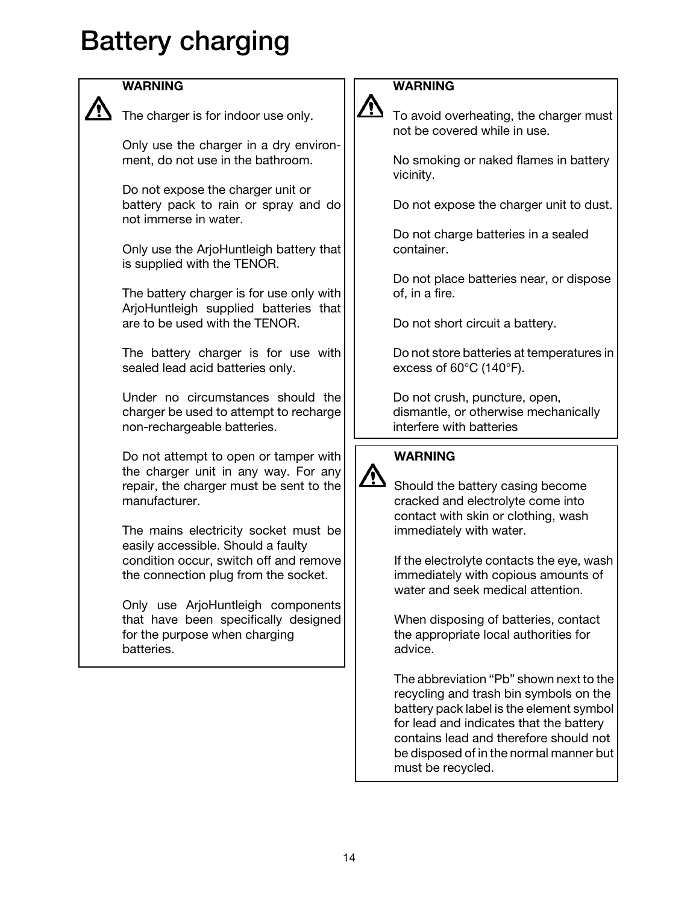# Battery charging

**WARNING**

The charger is for indoor use only.

Only use the charger in a dry environment, do not use in the bathroom.

Do not expose the charger unit or battery pack to rain or spray and do not immerse in water.

Only use the ArjoHuntleigh battery that is supplied with the TENOR.

The battery charger is for use only with ArjoHuntleigh supplied batteries that are to be used with the TENOR.

The battery charger is for use with sealed lead acid batteries only.

Under no circumstances should the charger be used to attempt to recharge non-rechargeable batteries.

Do not attempt to open or tamper with the charger unit in any way. For any repair, the charger must be sent to the manufacturer.

The mains electricity socket must be easily accessible. Should a faulty condition occur, switch off and remove the connection plug from the socket.

Only use ArjoHuntleigh components that have been specifically designed for the purpose when charging batteries.

**WARNING**

To avoid overheating, the charger must not be covered while in use.

No smoking or naked flames in battery vicinity.

Do not expose the charger unit to dust.

Do not charge batteries in a sealed container.

Do not place batteries near, or dispose of, in a fire.

Do not short circuit a battery.

Do not store batteries at temperatures in excess of 60°C (140°F).

Do not crush, puncture, open, dismantle, or otherwise mechanically interfere with batteries

**WARNING**

Should the battery casing become cracked and electrolyte come into contact with skin or clothing, wash immediately with water.

If the electrolyte contacts the eye, wash immediately with copious amounts of water and seek medical attention.

When disposing of batteries, contact the appropriate local authorities for advice.

The abbreviation "Pb" shown next to the recycling and trash bin symbols on the battery pack label is the element symbol for lead and indicates that the battery contains lead and therefore should not be disposed of in the normal manner but must be recycled.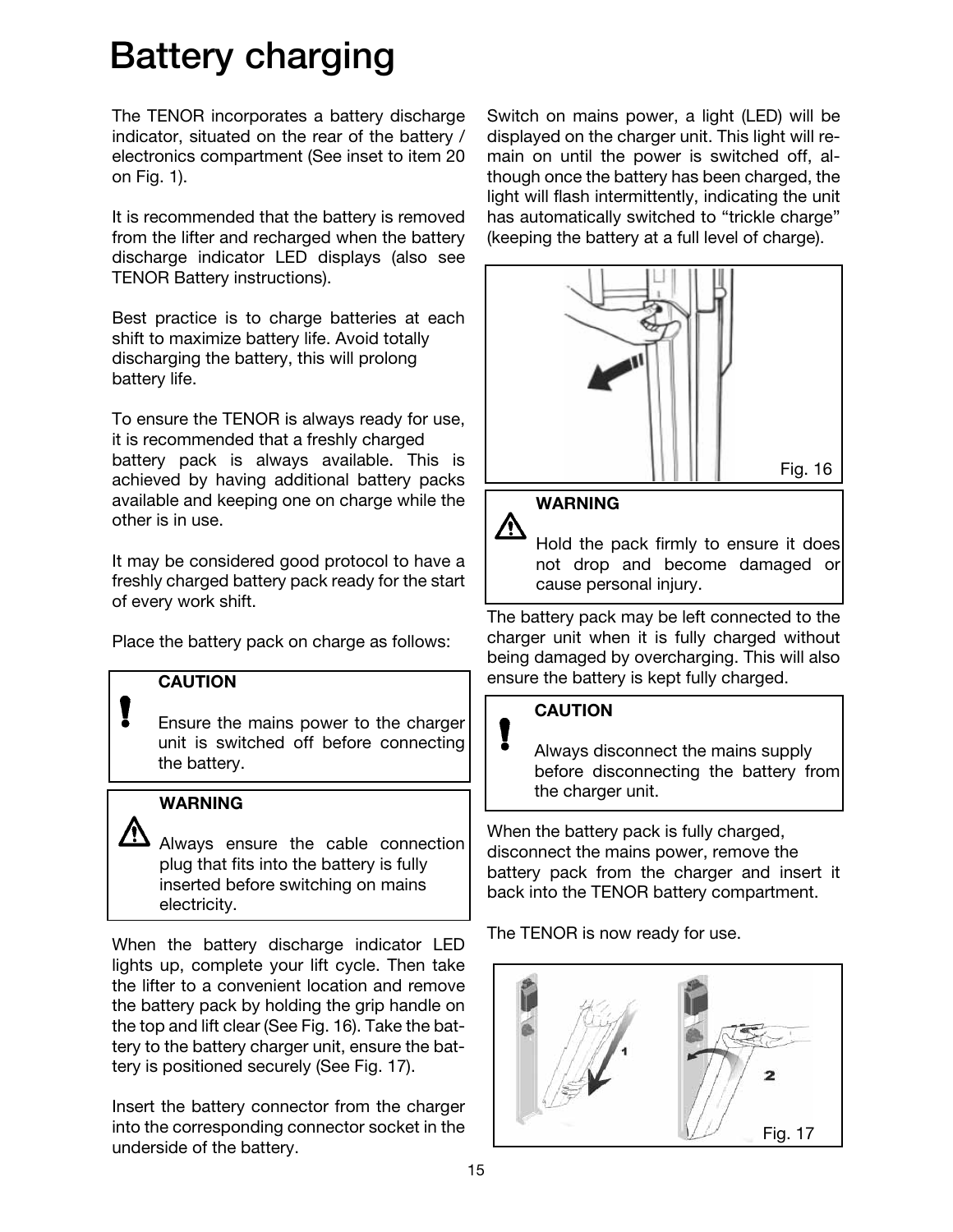# Battery charging

The TENOR incorporates a battery discharge indicator, situated on the rear of the battery / electronics compartment (See inset to item 20 on Fig. 1).

It is recommended that the battery is removed from the lifter and recharged when the battery discharge indicator LED displays (also see TENOR Battery instructions).

Best practice is to charge batteries at each shift to maximize battery life. Avoid totally discharging the battery, this will prolong battery life.

To ensure the TENOR is always ready for use, it is recommended that a freshly charged battery pack is always available. This is achieved by having additional battery packs available and keeping one on charge while the other is in use.

It may be considered good protocol to have a freshly charged battery pack ready for the start of every work shift.

Place the battery pack on charge as follows:

> **CAUTION**
>
> Ensure the mains power to the charger unit is switched off before connecting the battery.

> **WARNING**
>
> Always ensure the cable connection plug that fits into the battery is fully inserted before switching on mains electricity.

When the battery discharge indicator LED lights up, complete your lift cycle. Then take the lifter to a convenient location and remove the battery pack by holding the grip handle on the top and lift clear (See Fig. 16). Take the battery to the battery charger unit, ensure the battery is positioned securely (See Fig. 17).

Insert the battery connector from the charger into the corresponding connector socket in the underside of the battery.

Switch on mains power, a light (LED) will be displayed on the charger unit. This light will remain on until the power is switched off, although once the battery has been charged, the light will flash intermittently, indicating the unit has automatically switched to "trickle charge" (keeping the battery at a full level of charge).

Fig. 16

> **WARNING**
>
> Hold the pack firmly to ensure it does not drop and become damaged or cause personal injury.

The battery pack may be left connected to the charger unit when it is fully charged without being damaged by overcharging. This will also ensure the battery is kept fully charged.

> **CAUTION**
>
> Always disconnect the mains supply before disconnecting the battery from the charger unit.

When the battery pack is fully charged, disconnect the mains power, remove the battery pack from the charger and insert it back into the TENOR battery compartment.

The TENOR is now ready for use.

Fig. 17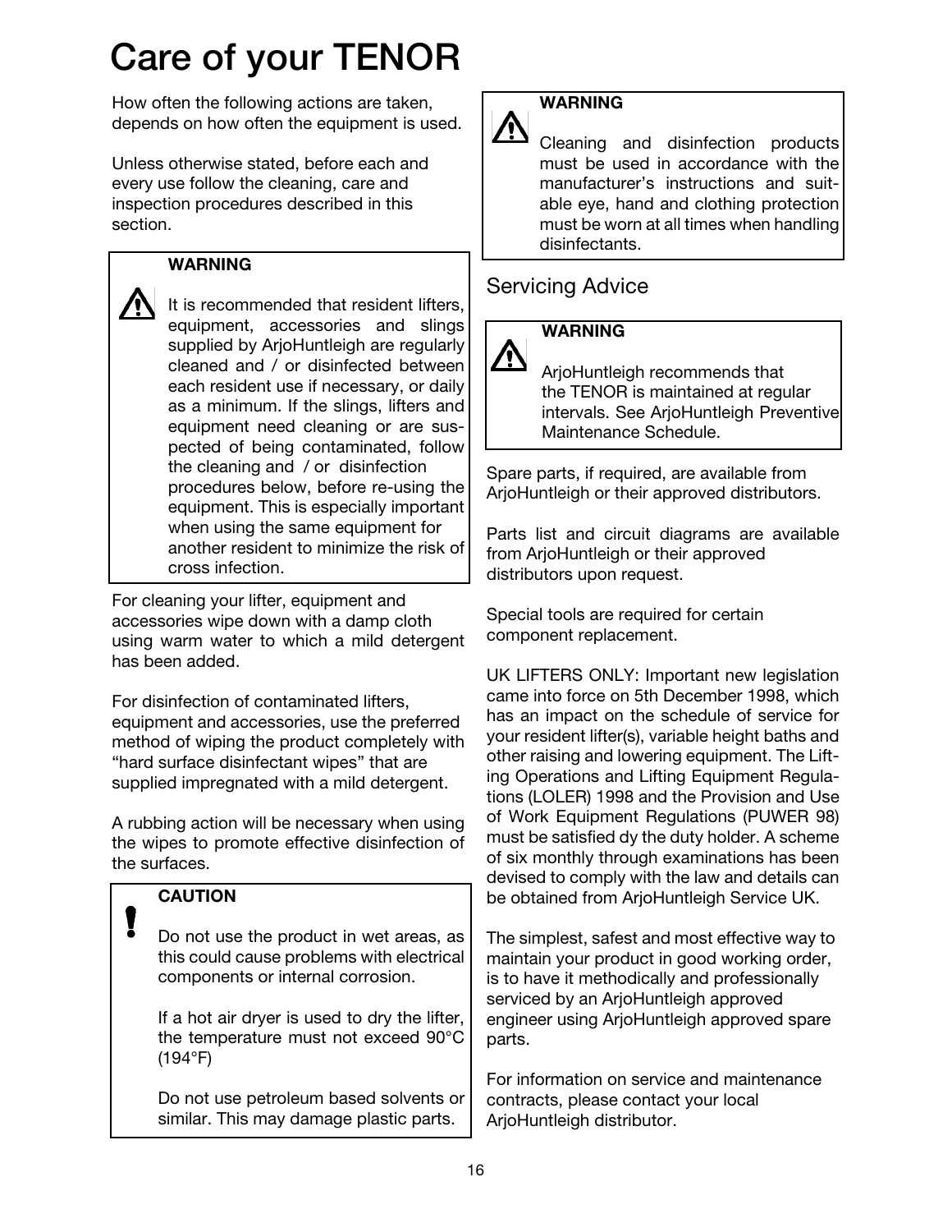# Care of your TENOR

How often the following actions are taken, depends on how often the equipment is used.

Unless otherwise stated, before each and every use follow the cleaning, care and inspection procedures described in this section.

> **WARNING**
>
> It is recommended that resident lifters, equipment, accessories and slings supplied by ArjoHuntleigh are regularly cleaned and / or disinfected between each resident use if necessary, or daily as a minimum. If the slings, lifters and equipment need cleaning or are suspected of being contaminated, follow the cleaning and / or disinfection procedures below, before re-using the equipment. This is especially important when using the same equipment for another resident to minimize the risk of cross infection.

For cleaning your lifter, equipment and accessories wipe down with a damp cloth using warm water to which a mild detergent has been added.

For disinfection of contaminated lifters, equipment and accessories, use the preferred method of wiping the product completely with "hard surface disinfectant wipes" that are supplied impregnated with a mild detergent.

A rubbing action will be necessary when using the wipes to promote effective disinfection of the surfaces.

> **CAUTION**
>
> Do not use the product in wet areas, as this could cause problems with electrical components or internal corrosion.
>
> If a hot air dryer is used to dry the lifter, the temperature must not exceed 90°C (194°F)
>
> Do not use petroleum based solvents or similar. This may damage plastic parts.

> **WARNING**
>
> Cleaning and disinfection products must be used in accordance with the manufacturer's instructions and suitable eye, hand and clothing protection must be worn at all times when handling disinfectants.

## Servicing Advice

> **WARNING**
>
> ArjoHuntleigh recommends that the TENOR is maintained at regular intervals. See ArjoHuntleigh Preventive Maintenance Schedule.

Spare parts, if required, are available from ArjoHuntleigh or their approved distributors.

Parts list and circuit diagrams are available from ArjoHuntleigh or their approved distributors upon request.

Special tools are required for certain component replacement.

UK LIFTERS ONLY: Important new legislation came into force on 5th December 1998, which has an impact on the schedule of service for your resident lifter(s), variable height baths and other raising and lowering equipment. The Lifting Operations and Lifting Equipment Regulations (LOLER) 1998 and the Provision and Use of Work Equipment Regulations (PUWER 98) must be satisfied dy the duty holder. A scheme of six monthly through examinations has been devised to comply with the law and details can be obtained from ArjoHuntleigh Service UK.

The simplest, safest and most effective way to maintain your product in good working order, is to have it methodically and professionally serviced by an ArjoHuntleigh approved engineer using ArjoHuntleigh approved spare parts.

For information on service and maintenance contracts, please contact your local ArjoHuntleigh distributor.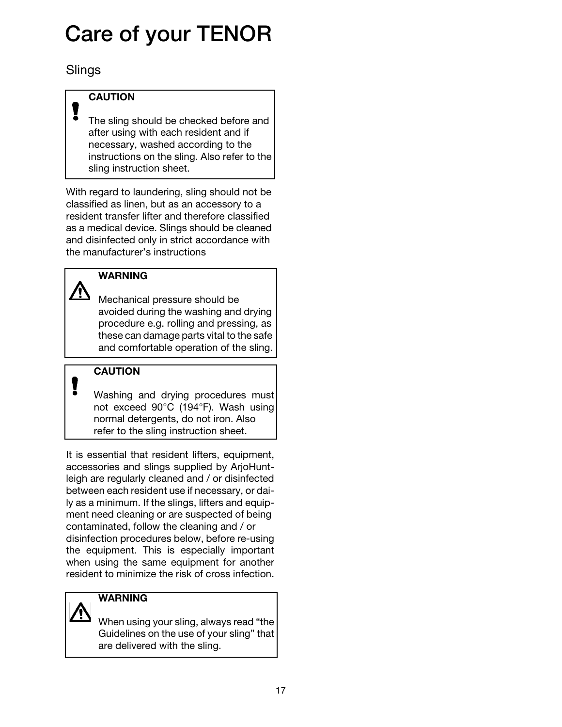# Care of your TENOR

## Slings

> **CAUTION**
>
> The sling should be checked before and after using with each resident and if necessary, washed according to the instructions on the sling. Also refer to the sling instruction sheet.

With regard to laundering, sling should not be classified as linen, but as an accessory to a resident transfer lifter and therefore classified as a medical device. Slings should be cleaned and disinfected only in strict accordance with the manufacturer's instructions

> **WARNING**
>
> Mechanical pressure should be avoided during the washing and drying procedure e.g. rolling and pressing, as these can damage parts vital to the safe and comfortable operation of the sling.

> **CAUTION**
>
> Washing and drying procedures must not exceed 90°C (194°F). Wash using normal detergents, do not iron. Also refer to the sling instruction sheet.

It is essential that resident lifters, equipment, accessories and slings supplied by ArjoHuntleigh are regularly cleaned and / or disinfected between each resident use if necessary, or daily as a minimum. If the slings, lifters and equipment need cleaning or are suspected of being contaminated, follow the cleaning and / or disinfection procedures below, before re-using the equipment. This is especially important when using the same equipment for another resident to minimize the risk of cross infection.

> **WARNING**
>
> When using your sling, always read "the Guidelines on the use of your sling" that are delivered with the sling.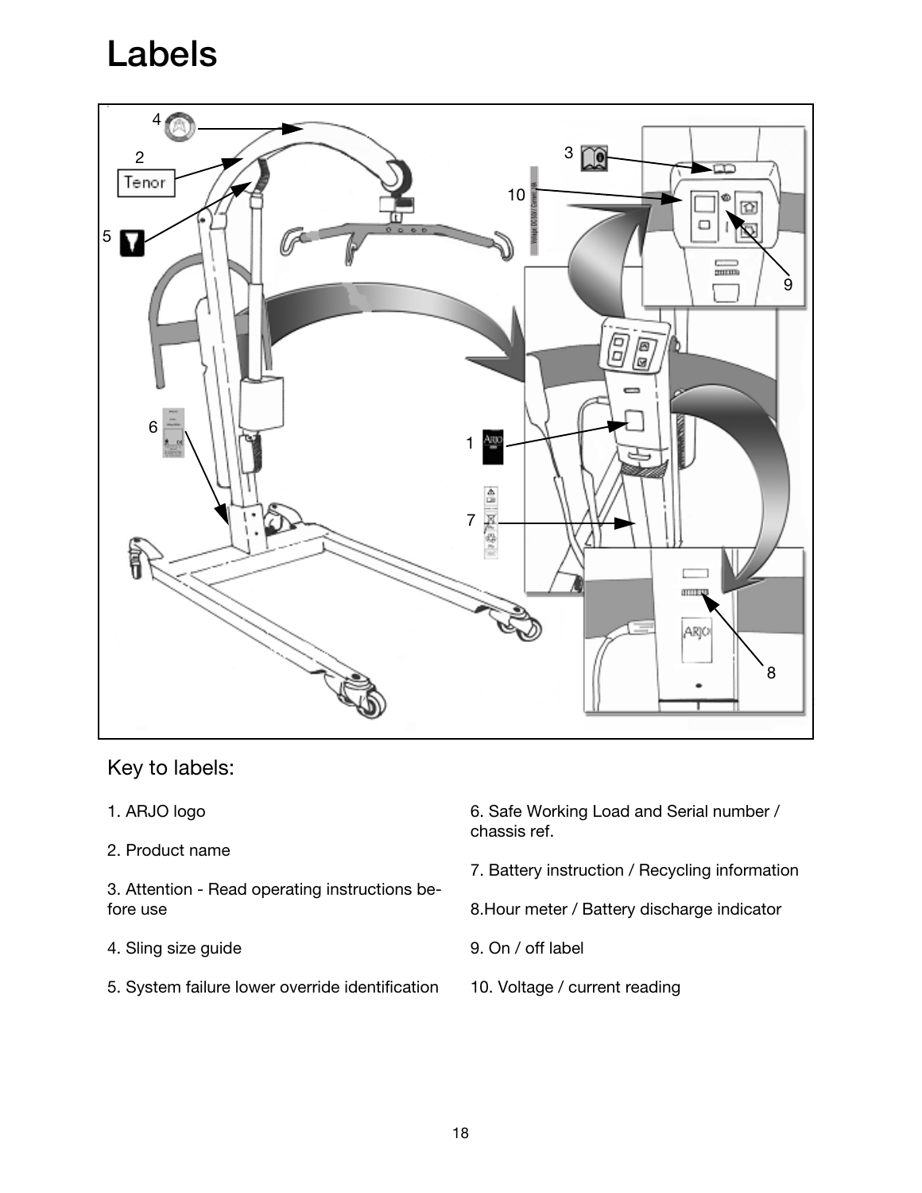# Labels

Key to labels:

1. ARJO logo
2. Product name
3. Attention - Read operating instructions before use
4. Sling size guide
5. System failure lower override identification
6. Safe Working Load and Serial number / chassis ref.
7. Battery instruction / Recycling information
8. Hour meter / Battery discharge indicator
9. On / off label
10. Voltage / current reading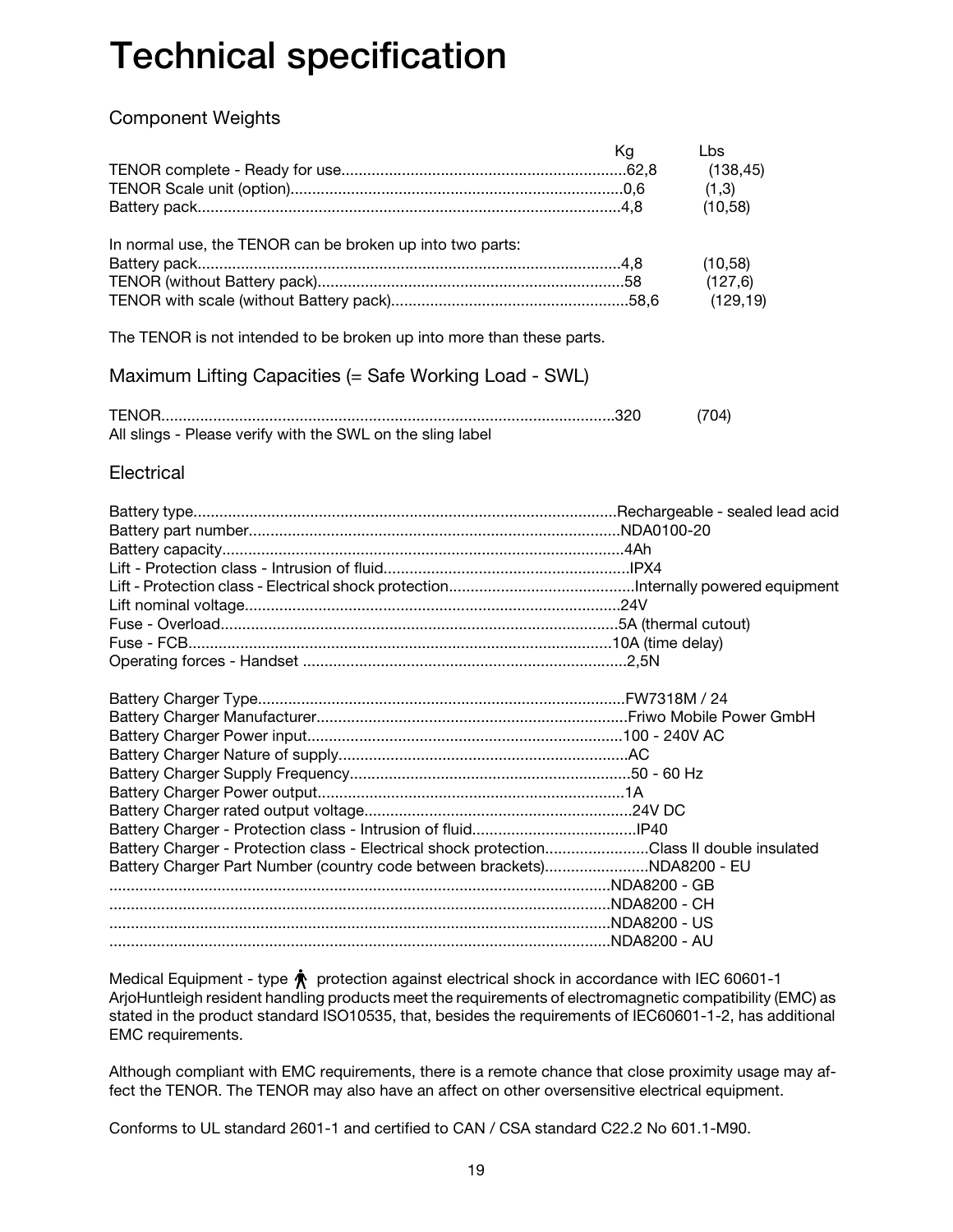# Technical specification

## Component Weights

| | Kg | Lbs |
|---|---|---|
| TENOR complete - Ready for use | 62,8 | (138,45) |
| TENOR Scale unit (option) | 0,6 | (1,3) |
| Battery pack | 4,8 | (10,58) |

In normal use, the TENOR can be broken up into two parts:

| | Kg | Lbs |
|---|---|---|
| Battery pack | 4,8 | (10,58) |
| TENOR (without Battery pack) | 58 | (127,6) |
| TENOR with scale (without Battery pack) | 58,6 | (129,19) |

The TENOR is not intended to be broken up into more than these parts.

## Maximum Lifting Capacities (= Safe Working Load - SWL)

| | Kg | Lbs |
|---|---|---|
| TENOR | 320 | (704) |

All slings - Please verify with the SWL on the sling label

## Electrical

| | |
|---|---|
| Battery type | Rechargeable - sealed lead acid |
| Battery part number | NDA0100-20 |
| Battery capacity | 4Ah |
| Lift - Protection class - Intrusion of fluid | IPX4 |
| Lift - Protection class - Electrical shock protection | Internally powered equipment |
| Lift nominal voltage | 24V |
| Fuse - Overload | 5A (thermal cutout) |
| Fuse - FCB | 10A (time delay) |
| Operating forces - Handset | 2,5N |

| | |
|---|---|
| Battery Charger Type | FW7318M / 24 |
| Battery Charger Manufacturer | Friwo Mobile Power GmbH |
| Battery Charger Power input | 100 - 240V AC |
| Battery Charger Nature of supply | AC |
| Battery Charger Supply Frequency | 50 - 60 Hz |
| Battery Charger Power output | 1A |
| Battery Charger rated output voltage | 24V DC |
| Battery Charger - Protection class - Intrusion of fluid | IP40 |
| Battery Charger - Protection class - Electrical shock protection | Class II double insulated |
| Battery Charger Part Number (country code between brackets) | NDA8200 - EU |
| | NDA8200 - GB |
| | NDA8200 - CH |
| | NDA8200 - US |
| | NDA8200 - AU |

Medical Equipment - type 🯅 protection against electrical shock in accordance with IEC 60601-1
ArjoHuntleigh resident handling products meet the requirements of electromagnetic compatibility (EMC) as stated in the product standard ISO10535, that, besides the requirements of IEC60601-1-2, has additional EMC requirements.

Although compliant with EMC requirements, there is a remote chance that close proximity usage may affect the TENOR. The TENOR may also have an affect on other oversensitive electrical equipment.

Conforms to UL standard 2601-1 and certified to CAN / CSA standard C22.2 No 601.1-M90.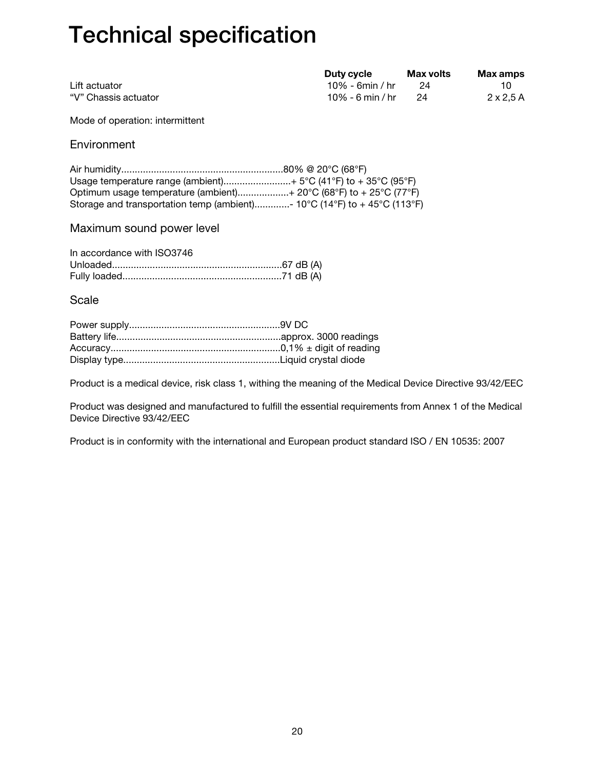# Technical specification

| | Duty cycle | Max volts | Max amps |
|---|---|---|---|
| Lift actuator | 10% - 6min / hr | 24 | 10 |
| "V" Chassis actuator | 10% - 6 min / hr | 24 | 2 x 2,5 A |

Mode of operation: intermittent

## Environment

Air humidity...........................................................80% @ 20°C (68°F)
Usage temperature range (ambient).........................+ 5°C (41°F) to + 35°C (95°F)
Optimum usage temperature (ambient)...................+ 20°C (68°F) to + 25°C (77°F)
Storage and transportation temp (ambient).............- 10°C (14°F) to + 45°C (113°F)

## Maximum sound power level

In accordance with ISO3746
Unloaded..............................................................67 dB (A)
Fully loaded...........................................................71 dB (A)

## Scale

Power supply........................................................9V DC
Battery life.............................................................approx. 3000 readings
Accuracy...............................................................0,1% ± digit of reading
Display type..........................................................Liquid crystal diode

Product is a medical device, risk class 1, withing the meaning of the Medical Device Directive 93/42/EEC

Product was designed and manufactured to fulfill the essential requirements from Annex 1 of the Medical Device Directive 93/42/EEC

Product is in conformity with the international and European product standard ISO / EN 10535: 2007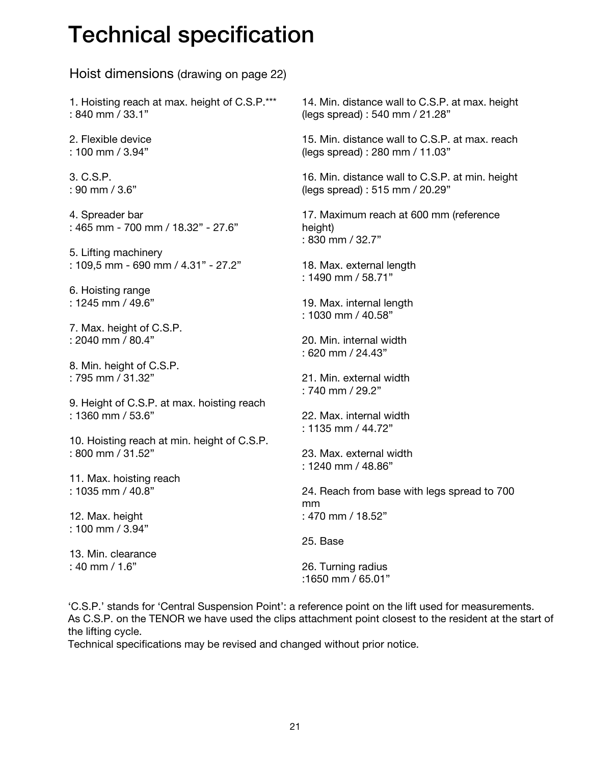# Technical specification

## Hoist dimensions (drawing on page 22)

1. Hoisting reach at max. height of C.S.P.***
: 840 mm / 33.1"

2. Flexible device
: 100 mm / 3.94"

3. C.S.P.
: 90 mm / 3.6"

4. Spreader bar
: 465 mm - 700 mm / 18.32" - 27.6"

5. Lifting machinery
: 109,5 mm - 690 mm / 4.31" - 27.2"

6. Hoisting range
: 1245 mm / 49.6"

7. Max. height of C.S.P.
: 2040 mm / 80.4"

8. Min. height of C.S.P.
: 795 mm / 31.32"

9. Height of C.S.P. at max. hoisting reach
: 1360 mm / 53.6"

10. Hoisting reach at min. height of C.S.P.
: 800 mm / 31.52"

11. Max. hoisting reach
: 1035 mm / 40.8"

12. Max. height
: 100 mm / 3.94"

13. Min. clearance
: 40 mm / 1.6"

14. Min. distance wall to C.S.P. at max. height (legs spread) : 540 mm / 21.28"

15. Min. distance wall to C.S.P. at max. reach (legs spread) : 280 mm / 11.03"

16. Min. distance wall to C.S.P. at min. height (legs spread) : 515 mm / 20.29"

17. Maximum reach at 600 mm (reference height)
: 830 mm / 32.7"

18. Max. external length
: 1490 mm / 58.71"

19. Max. internal length
: 1030 mm / 40.58"

20. Min. internal width
: 620 mm / 24.43"

21. Min. external width
: 740 mm / 29.2"

22. Max. internal width
: 1135 mm / 44.72"

23. Max. external width
: 1240 mm / 48.86"

24. Reach from base with legs spread to 700 mm
: 470 mm / 18.52"

25. Base

26. Turning radius
:1650 mm / 65.01"

'C.S.P.' stands for 'Central Suspension Point': a reference point on the lift used for measurements.
As C.S.P. on the TENOR we have used the clips attachment point closest to the resident at the start of the lifting cycle.
Technical specifications may be revised and changed without prior notice.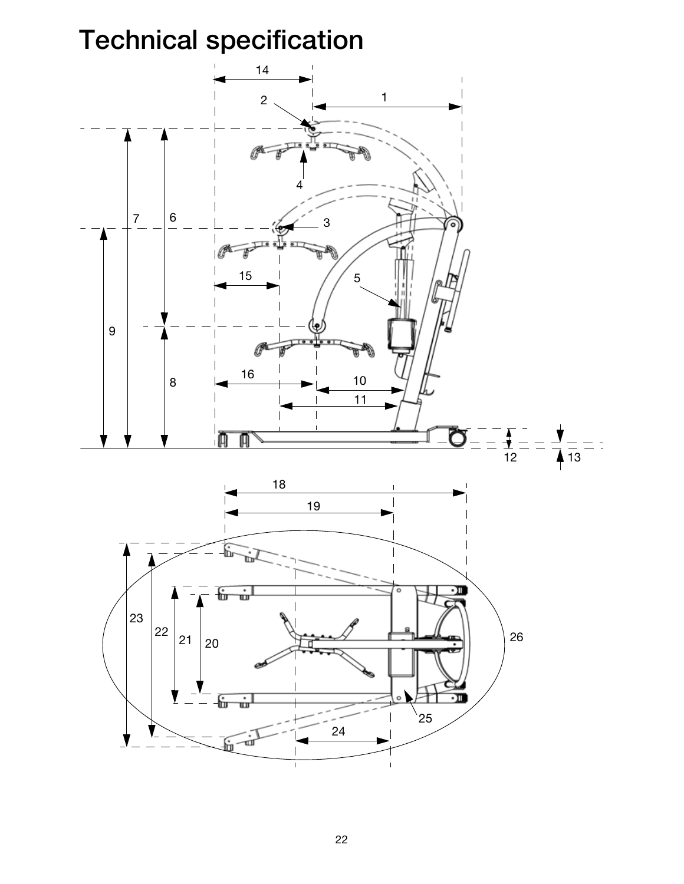# Technical specification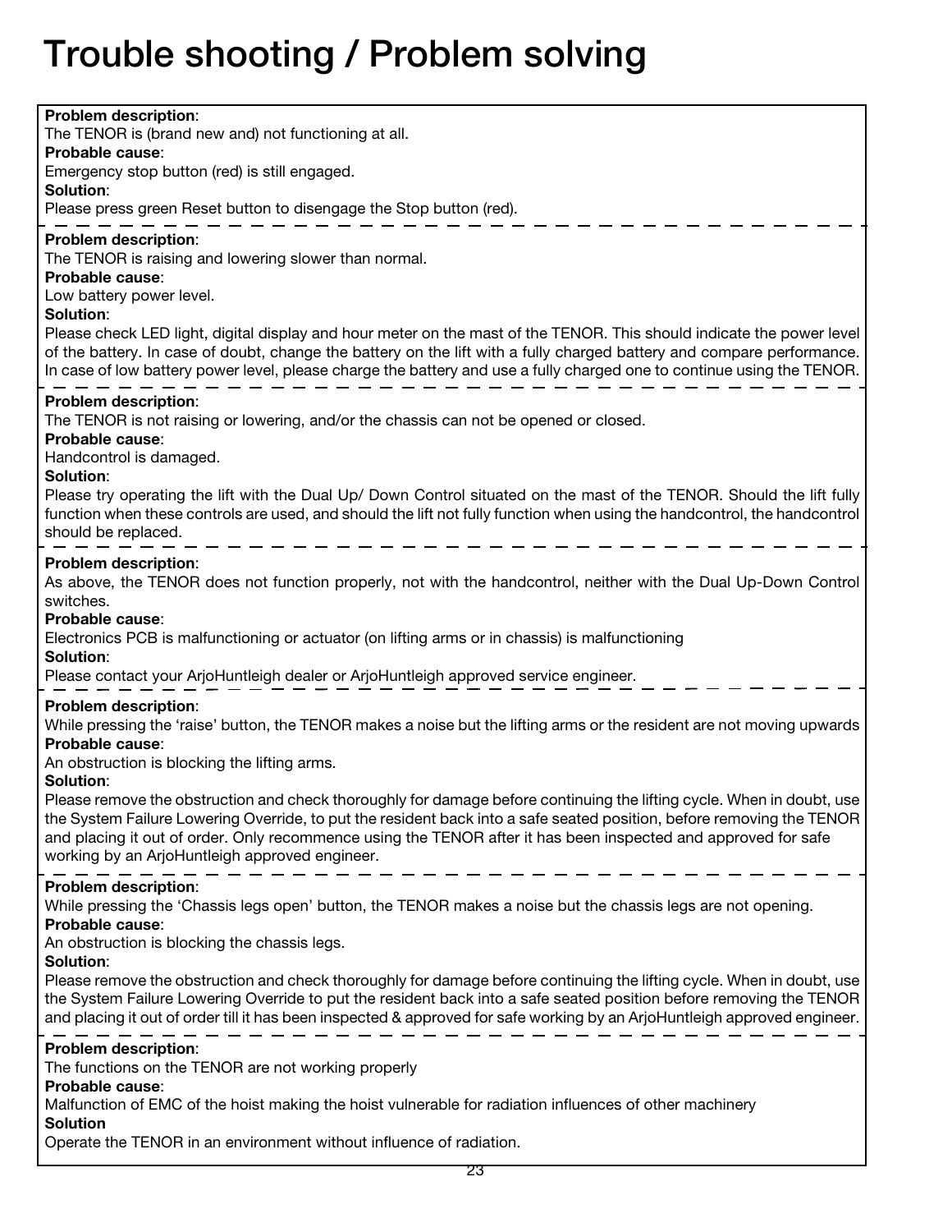# Trouble shooting / Problem solving

**Problem description**:
The TENOR is (brand new and) not functioning at all.
**Probable cause**:
Emergency stop button (red) is still engaged.
**Solution**:
Please press green Reset button to disengage the Stop button (red).

---

**Problem description**:
The TENOR is raising and lowering slower than normal.
**Probable cause**:
Low battery power level.
**Solution**:
Please check LED light, digital display and hour meter on the mast of the TENOR. This should indicate the power level of the battery. In case of doubt, change the battery on the lift with a fully charged battery and compare performance. In case of low battery power level, please charge the battery and use a fully charged one to continue using the TENOR.

---

**Problem description**:
The TENOR is not raising or lowering, and/or the chassis can not be opened or closed.
**Probable cause**:
Handcontrol is damaged.
**Solution**:
Please try operating the lift with the Dual Up/ Down Control situated on the mast of the TENOR. Should the lift fully function when these controls are used, and should the lift not fully function when using the handcontrol, the handcontrol should be replaced.

---

**Problem description**:
As above, the TENOR does not function properly, not with the handcontrol, neither with the Dual Up-Down Control switches.
**Probable cause**:
Electronics PCB is malfunctioning or actuator (on lifting arms or in chassis) is malfunctioning
**Solution**:
Please contact your ArjoHuntleigh dealer or ArjoHuntleigh approved service engineer.

---

**Problem description**:
While pressing the 'raise' button, the TENOR makes a noise but the lifting arms or the resident are not moving upwards
**Probable cause**:
An obstruction is blocking the lifting arms.
**Solution**:
Please remove the obstruction and check thoroughly for damage before continuing the lifting cycle. When in doubt, use the System Failure Lowering Override, to put the resident back into a safe seated position, before removing the TENOR and placing it out of order. Only recommence using the TENOR after it has been inspected and approved for safe working by an ArjoHuntleigh approved engineer.

---

**Problem description**:
While pressing the 'Chassis legs open' button, the TENOR makes a noise but the chassis legs are not opening.
**Probable cause**:
An obstruction is blocking the chassis legs.
**Solution**:
Please remove the obstruction and check thoroughly for damage before continuing the lifting cycle. When in doubt, use the System Failure Lowering Override to put the resident back into a safe seated position before removing the TENOR and placing it out of order till it has been inspected & approved for safe working by an ArjoHuntleigh approved engineer.

---

**Problem description**:
The functions on the TENOR are not working properly
**Probable cause**:
Malfunction of EMC of the hoist making the hoist vulnerable for radiation influences of other machinery
**Solution**
Operate the TENOR in an environment without influence of radiation.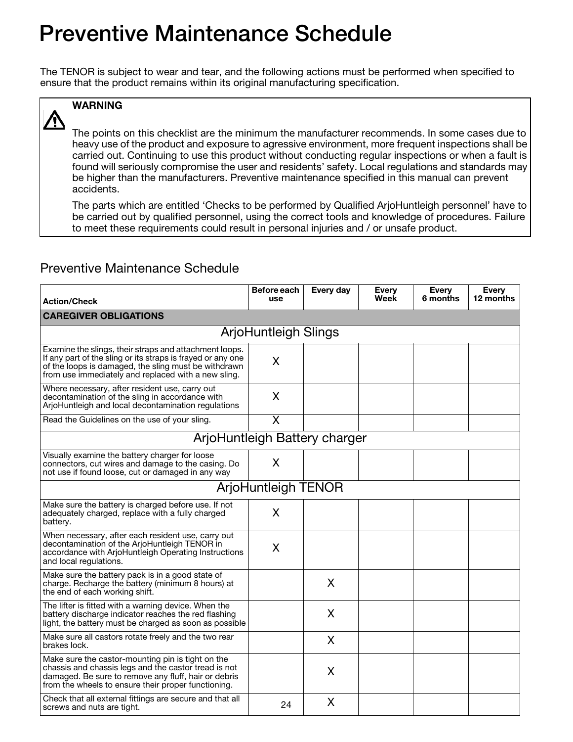# Preventive Maintenance Schedule

The TENOR is subject to wear and tear, and the following actions must be performed when specified to ensure that the product remains within its original manufacturing specification.

> **WARNING**
>
> The points on this checklist are the minimum the manufacturer recommends. In some cases due to heavy use of the product and exposure to agressive environment, more frequent inspections shall be carried out. Continuing to use this product without conducting regular inspections or when a fault is found will seriously compromise the user and residents' safety. Local regulations and standards may be higher than the manufacturers. Preventive maintenance specified in this manual can prevent accidents.
>
> The parts which are entitled 'Checks to be performed by Qualified ArjoHuntleigh personnel' have to be carried out by qualified personnel, using the correct tools and knowledge of procedures. Failure to meet these requirements could result in personal injuries and / or unsafe product.

## Preventive Maintenance Schedule

| Action/Check | Before each use | Every day | Every Week | Every 6 months | Every 12 months |
|---|---|---|---|---|---|
| **CAREGIVER OBLIGATIONS** | | | | | |
| ArjoHuntleigh Slings | | | | | |
| Examine the slings, their straps and attachment loops. If any part of the sling or its straps is frayed or any one of the loops is damaged, the sling must be withdrawn from use immediately and replaced with a new sling. | X | | | | |
| Where necessary, after resident use, carry out decontamination of the sling in accordance with ArjoHuntleigh and local decontamination regulations | X | | | | |
| Read the Guidelines on the use of your sling. | X | | | | |
| ArjoHuntleigh Battery charger | | | | | |
| Visually examine the battery charger for loose connectors, cut wires and damage to the casing. Do not use if found loose, cut or damaged in any way | X | | | | |
| ArjoHuntleigh TENOR | | | | | |
| Make sure the battery is charged before use. If not adequately charged, replace with a fully charged battery. | X | | | | |
| When necessary, after each resident use, carry out decontamination of the ArjoHuntleigh TENOR in accordance with ArjoHuntleigh Operating Instructions and local regulations. | X | | | | |
| Make sure the battery pack is in a good state of charge. Recharge the battery (minimum 8 hours) at the end of each working shift. | | X | | | |
| The lifter is fitted with a warning device. When the battery discharge indicator reaches the red flashing light, the battery must be charged as soon as possible | | X | | | |
| Make sure all castors rotate freely and the two rear brakes lock. | | X | | | |
| Make sure the castor-mounting pin is tight on the chassis and chassis legs and the castor tread is not damaged. Be sure to remove any fluff, hair or debris from the wheels to ensure their proper functioning. | | X | | | |
| Check that all external fittings are secure and that all screws and nuts are tight. | | X | | | |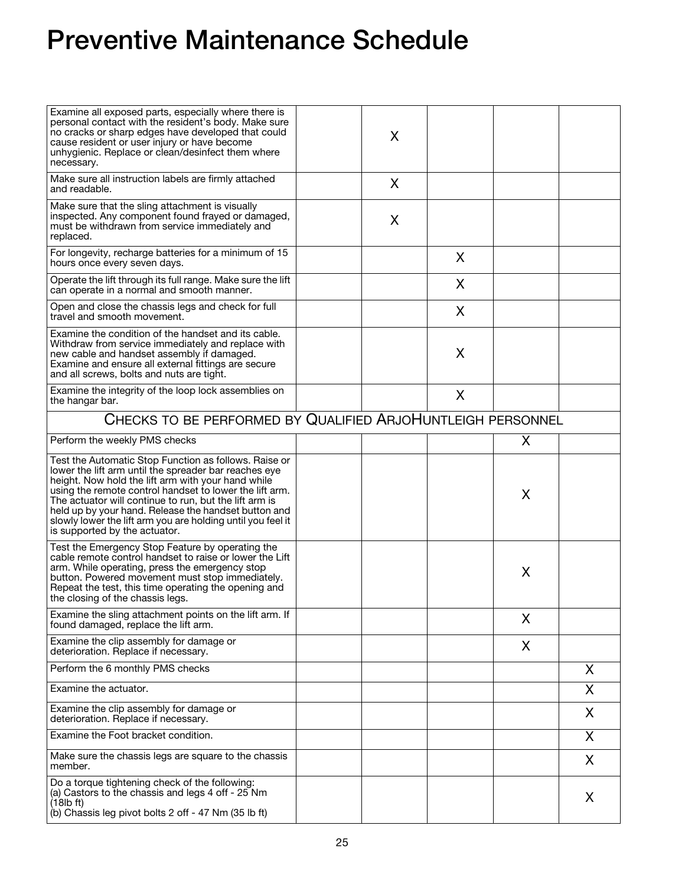# Preventive Maintenance Schedule

| | | | | | |
|---|---|---|---|---|---|
| Examine all exposed parts, especially where there is personal contact with the resident's body. Make sure no cracks or sharp edges have developed that could cause resident or user injury or have become unhygienic. Replace or clean/desinfect them where necessary. | | X | | | |
| Make sure all instruction labels are firmly attached and readable. | | X | | | |
| Make sure that the sling attachment is visually inspected. Any component found frayed or damaged, must be withdrawn from service immediately and replaced. | | X | | | |
| For longevity, recharge batteries for a minimum of 15 hours once every seven days. | | | X | | |
| Operate the lift through its full range. Make sure the lift can operate in a normal and smooth manner. | | | X | | |
| Open and close the chassis legs and check for full travel and smooth movement. | | | X | | |
| Examine the condition of the handset and its cable. Withdraw from service immediately and replace with new cable and handset assembly if damaged. Examine and ensure all external fittings are secure and all screws, bolts and nuts are tight. | | | X | | |
| Examine the integrity of the loop lock assemblies on the hangar bar. | | | X | | |
| CHECKS TO BE PERFORMED BY QUALIFIED ARJOHUNTLEIGH PERSONNEL | | | | | |
| Perform the weekly PMS checks | | | | X | |
| Test the Automatic Stop Function as follows. Raise or lower the lift arm until the spreader bar reaches eye height. Now hold the lift arm with your hand while using the remote control handset to lower the lift arm. The actuator will continue to run, but the lift arm is held up by your hand. Release the handset button and slowly lower the lift arm you are holding until you feel it is supported by the actuator. | | | | X | |
| Test the Emergency Stop Feature by operating the cable remote control handset to raise or lower the Lift arm. While operating, press the emergency stop button. Powered movement must stop immediately. Repeat the test, this time operating the opening and the closing of the chassis legs. | | | | X | |
| Examine the sling attachment points on the lift arm. If found damaged, replace the lift arm. | | | | X | |
| Examine the clip assembly for damage or deterioration. Replace if necessary. | | | | X | |
| Perform the 6 monthly PMS checks | | | | | X |
| Examine the actuator. | | | | | X |
| Examine the clip assembly for damage or deterioration. Replace if necessary. | | | | | X |
| Examine the Foot bracket condition. | | | | | X |
| Make sure the chassis legs are square to the chassis member. | | | | | X |
| Do a torque tightening check of the following:<br>(a) Castors to the chassis and legs 4 off - 25 Nm (18lb ft)<br>(b) Chassis leg pivot bolts 2 off - 47 Nm (35 lb ft) | | | | | X |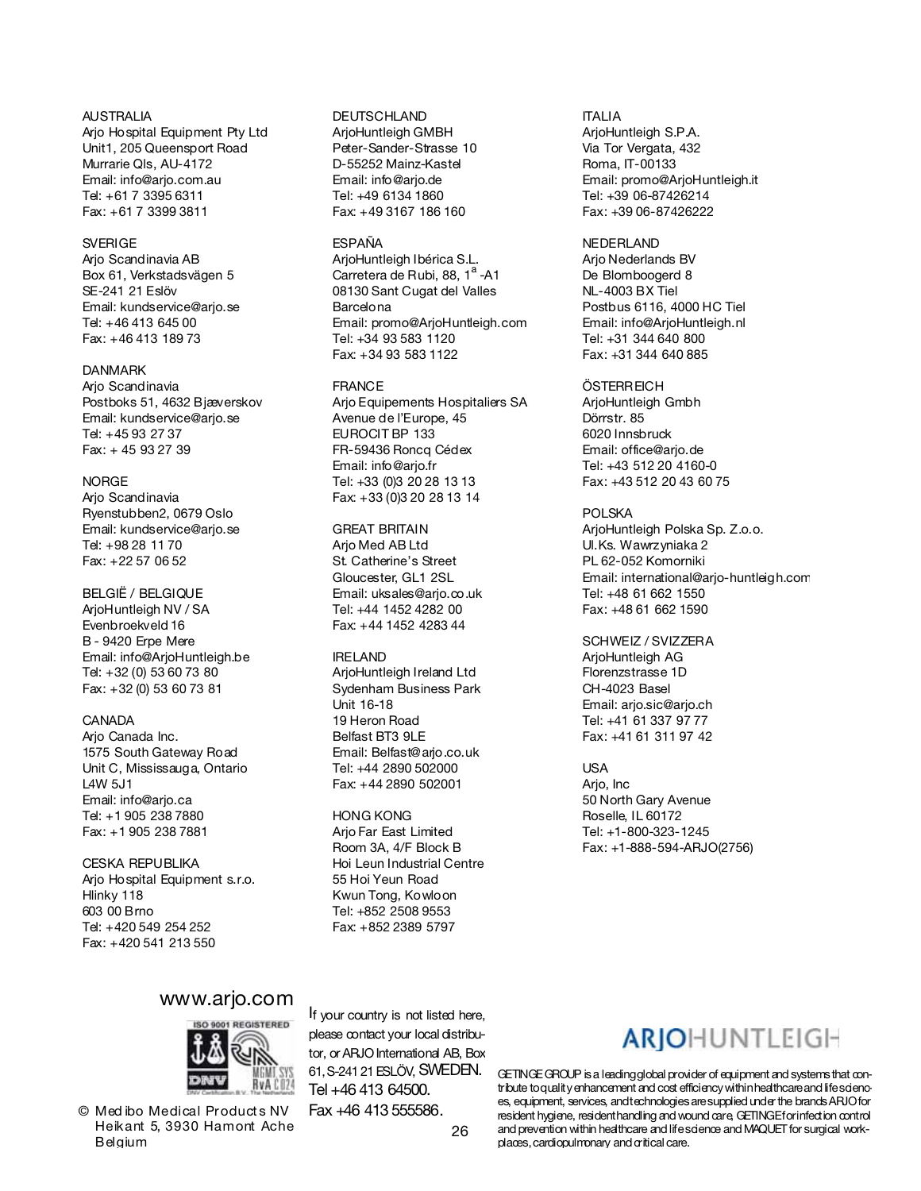AUSTRALIA
Arjo Hospital Equipment Pty Ltd
Unit1, 205 Queensport Road
Murrarie Qls, AU-4172
Email: info@arjo.com.au
Tel: +61 7 3395 6311
Fax: +61 7 3399 3811

SVERIGE
Arjo Scandinavia AB
Box 61, Verkstadsvägen 5
SE-241 21 Eslöv
Email: kundservice@arjo.se
Tel: +46 413 645 00
Fax: +46 413 189 73

DANMARK
Arjo Scandinavia
Postboks 51, 4632 Bjæverskov
Email: kundservice@arjo.se
Tel: +45 93 27 37
Fax: + 45 93 27 39

NORGE
Arjo Scandinavia
Ryenstubben2, 0679 Oslo
Email: kundservice@arjo.se
Tel: +98 28 11 70
Fax: +22 57 06 52

BELGIË / BELGIQUE
ArjoHuntleigh NV / SA
Evenbroekveld 16
B - 9420 Erpe Mere
Email: info@ArjoHuntleigh.be
Tel: +32 (0) 53 60 73 80
Fax: +32 (0) 53 60 73 81

CANADA
Arjo Canada Inc.
1575 South Gateway Road
Unit C, Mississauga, Ontario
L4W 5J1
Email: info@arjo.ca
Tel: +1 905 238 7880
Fax: +1 905 238 7881

CESKA REPUBLIKA
Arjo Hospital Equipment s.r.o.
Hlinky 118
603 00 Brno
Tel: +420 549 254 252
Fax: +420 541 213 550

DEUTSCHLAND
ArjoHuntleigh GMBH
Peter-Sander-Strasse 10
D-55252 Mainz-Kastel
Email: info@arjo.de
Tel: +49 6134 1860
Fax: +49 3167 186 160

ESPAÑA
ArjoHuntleigh Ibérica S.L.
Carretera de Rubi, 88, 1[a] -A1
08130 Sant Cugat del Valles
Barcelona
Email: promo@ArjoHuntleigh.com
Tel: +34 93 583 1120
Fax: +34 93 583 1122

FRANCE
Arjo Equipements Hospitaliers SA
Avenue de l'Europe, 45
EUROCIT BP 133
FR-59436 Roncq Cédex
Email: info@arjo.fr
Tel: +33 (0)3 20 28 13 13
Fax: +33 (0)3 20 28 13 14

GREAT BRITAIN
Arjo Med AB Ltd
St. Catherine's Street
Gloucester, GL1 2SL
Email: uksales@arjo.co.uk
Tel: +44 1452 4282 00
Fax: +44 1452 4283 44

IRELAND
ArjoHuntleigh Ireland Ltd
Sydenham Business Park
Unit 16-18
19 Heron Road
Belfast BT3 9LE
Email: Belfast@arjo.co.uk
Tel: +44 2890 502000
Fax: +44 2890 502001

HONG KONG
Arjo Far East Limited
Room 3A, 4/F Block B
Hoi Leun Industrial Centre
55 Hoi Yeun Road
Kwun Tong, Kowloon
Tel: +852 2508 9553
Fax: +852 2389 5797

ITALIA
ArjoHuntleigh S.P.A.
Via Tor Vergata, 432
Roma, IT-00133
Email: promo@ArjoHuntleigh.it
Tel: +39 06-87426214
Fax: +39 06-87426222

NEDERLAND
Arjo Nederlands BV
De Blomboogerd 8
NL-4003 BX Tiel
Postbus 6116, 4000 HC Tiel
Email: info@ArjoHuntleigh.nl
Tel: +31 344 640 800
Fax: +31 344 640 885

ÖSTERREICH
ArjoHuntleigh Gmbh
Dörrstr. 85
6020 Innsbruck
Email: office@arjo.de
Tel: +43 512 20 4160-0
Fax: +43 512 20 43 60 75

POLSKA
ArjoHuntleigh Polska Sp. Z.o.o.
Ul.Ks. Wawrzyniaka 2
PL 62-052 Komorniki
Email: international@arjo-huntleigh.com
Tel: +48 61 662 1550
Fax: +48 61 662 1590

SCHWEIZ / SVIZZERA
ArjoHuntleigh AG
Florenzstrasse 1D
CH-4023 Basel
Email: arjo.sic@arjo.ch
Tel: +41 61 337 97 77
Fax: +41 61 311 97 42

USA
Arjo, Inc
50 North Gary Avenue
Roselle, IL 60172
Tel: +1-800-323-1245
Fax: +1-888-594-ARJO(2756)

www.arjo.com

ISO 9001 REGISTERED

© Medibo Medical Products NV
Heikant 5, 3930 Hamont Ache
Belgium

If your country is not listed here, please contact your local distributor, or ARJO International AB, Box 61, S-241 21 ESLÖV, SWEDEN. Tel +46 413 64500. Fax +46 413 555586.

ARJOHUNTLEIGH

GETINGE GROUP is a leading global provider of equipment and systems that contribute to quality enhancement and cost efficiency within healthcare and life sciences. equipment, services, and technologies are supplied under the brands ARJO for resident hygiene, resident handling and wound care, GETINGE for infection control and prevention within healthcare and life science and MAQUET for surgical workplaces, cardiopulmonary and critical care.